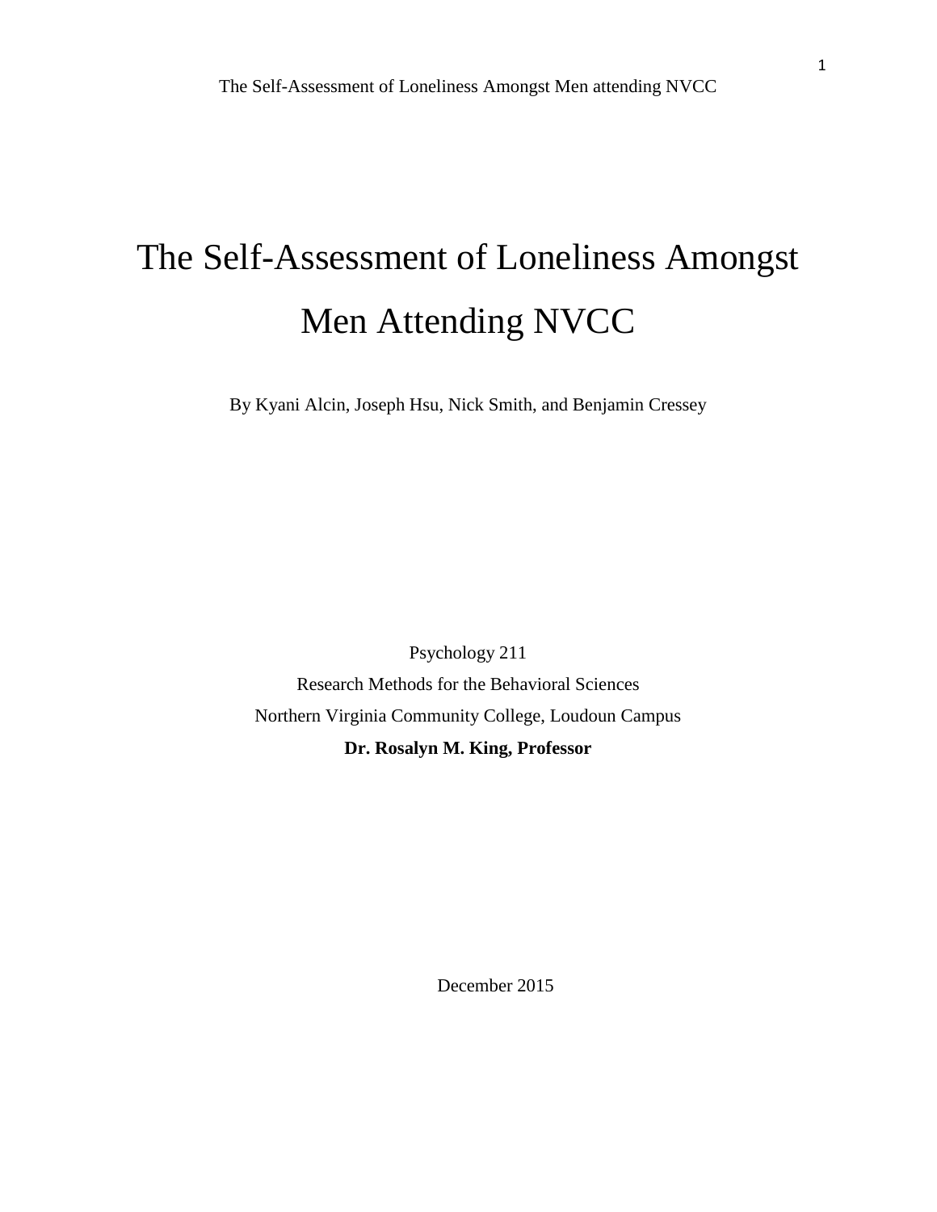# The Self-Assessment of Loneliness Amongst Men Attending NVCC

By Kyani Alcin, Joseph Hsu, Nick Smith, and Benjamin Cressey

Psychology 211

Research Methods for the Behavioral Sciences

Northern Virginia Community College, Loudoun Campus

**Dr. Rosalyn M. King, Professor**

December 2015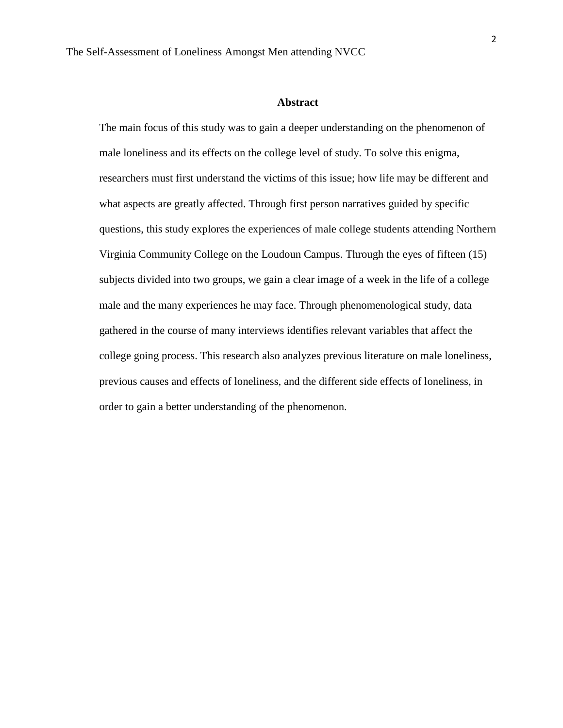## Abstract

The main focus of this study was to gain a deeper understanding on the phenomenon of male loneliness and its effects on the college level of study. To solve this enigma, researchers must first understand the victims of this issue; how life may be different and what aspects are greatly affected. Through first person narratives guided by specific questions, this study explores the experiences of male college students attending Northern Virginia Community College on the Loudoun Campus. Through the eyes of fifteen (15) subjects divided into two groups, we gain a clear image of a week in the life of a college male and the many experiences he may face. Through phenomenological study, data gathered in the course of many interviews identifies relevant variables that affect the college going process. This research also analyzes previous literature on male loneliness, previous causes and effects of loneliness, and the different side effects of loneliness, in order to gain a better understanding of the phenomenon.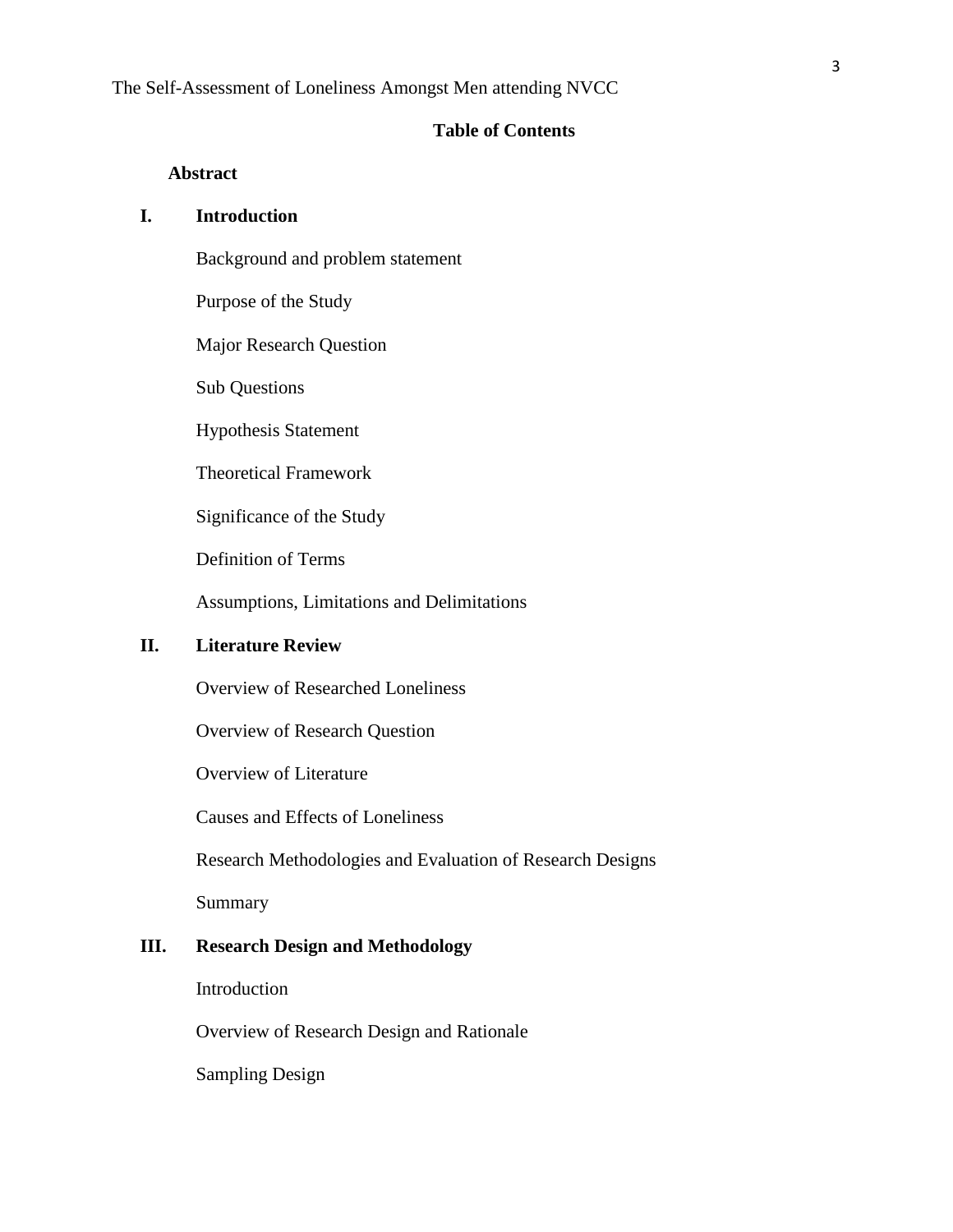The Self-Assessment of Loneliness Amongst Men attending NVCC

**Table of Contents**

**Abstract**

**I. Introduction**

Background and problem statement

Purpose of the Study

Major Research Question

Sub Questions

Hypothesis Statement

Theoretical Framework

Significance of the Study

Definition of Terms

Assumptions, Limitations and Delimitations

**II. Literature Review**

Overview of Researched Loneliness

Overview of Research Question

Overview of Literature

Causes and Effects of Loneliness

Research Methodologies and Evaluation of Research Designs

Summary

**III. Research Design and Methodology**

Introduction

Overview of Research Design and Rationale

Sampling Design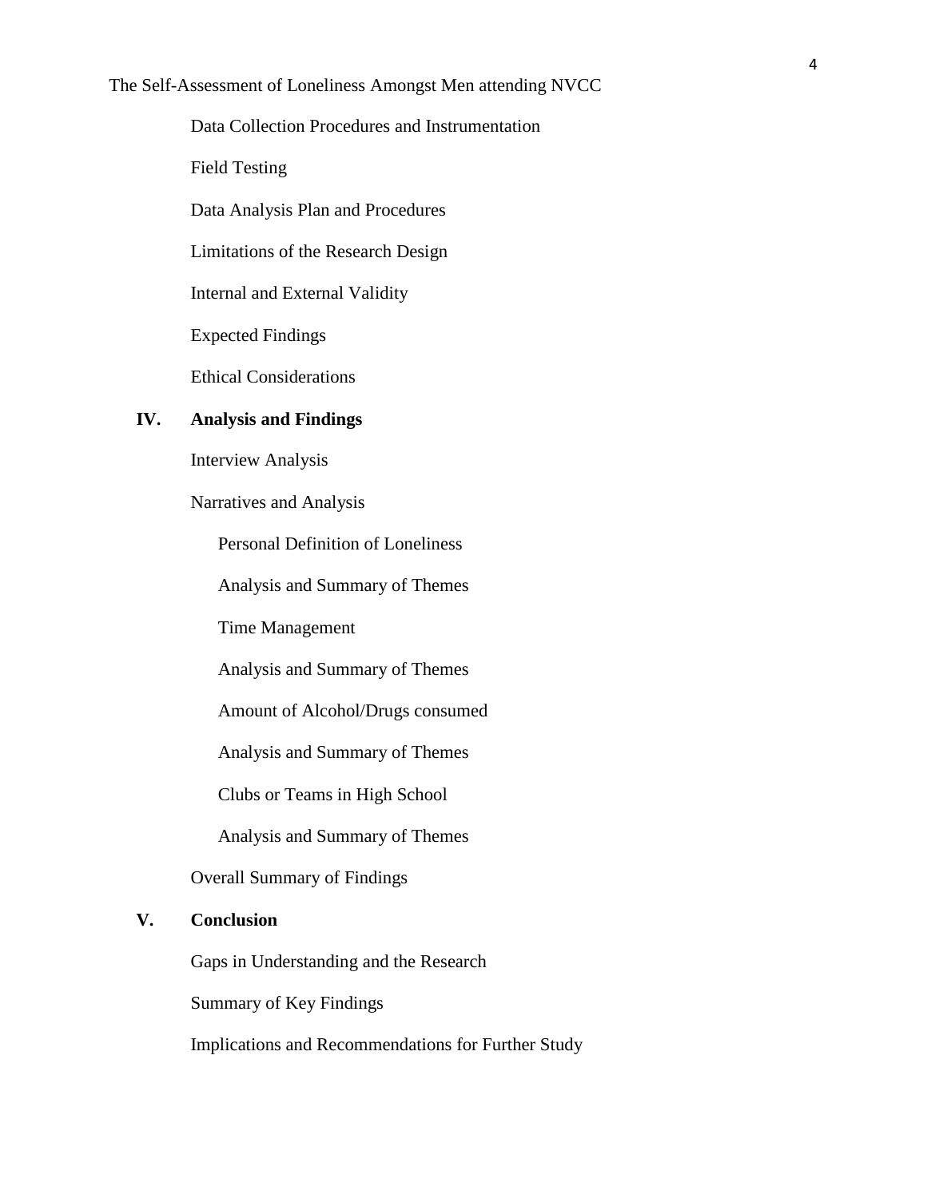Data Collection Procedures and Instrumentation

Field Testing

Data Analysis Plan and Procedures

Limitations of the Research Design

Internal and External Validity

Expected Findings

Ethical Considerations

**IV. Analysis and Findings**

Interview Analysis

Narratives and Analysis

Personal Definition of Loneliness

Analysis and Summary of Themes

Time Management

Analysis and Summary of Themes

Amount of Alcohol/Drugs consumed

Analysis and Summary of Themes

Clubs or Teams in High School

Analysis and Summary of Themes

Overall Summary of Findings

**V. Conclusion**

Gaps in Understanding and the Research

Summary of Key Findings

Implications and Recommendations for Further Study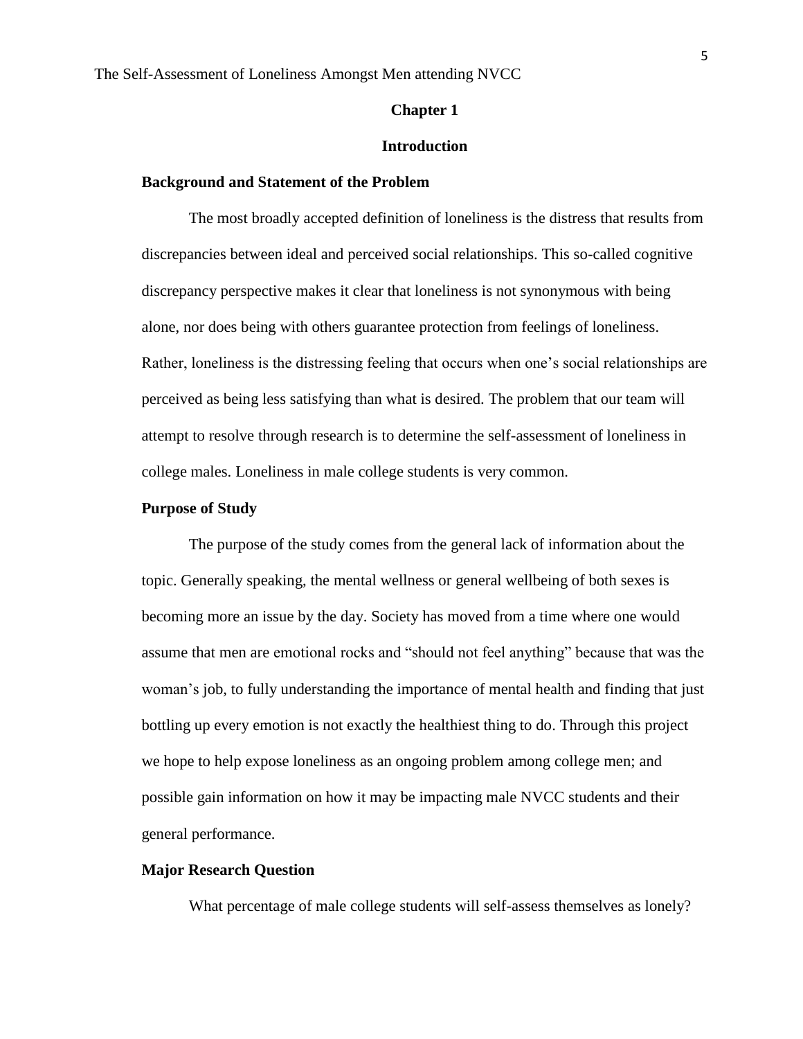# Chapter 1

# Introduction

## Background and Statement of the Problem

The most broadly accepted definition of loneliness is the distress that results from discrepancies between ideal and perceived social relationships. This so-called cognitive discrepancy perspective makes it clear that loneliness is not synonymous with being alone, nor does being with others guarantee protection from feelings of loneliness. Rather, loneliness is the distressing feeling that occurs when one's social relationships are perceived as being less satisfying than what is desired. The problem that our team will attempt to resolve through research is to determine the self-assessment of loneliness in college males. Loneliness in male college students is very common.

## Purpose of Study

The purpose of the study comes from the general lack of information about the topic. Generally speaking, the mental wellness or general wellbeing of both sexes is becoming more an issue by the day. Society has moved from a time where one would assume that men are emotional rocks and "should not feel anything" because that was the woman's job, to fully understanding the importance of mental health and finding that just bottling up every emotion is not exactly the healthiest thing to do. Through this project we hope to help expose loneliness as an ongoing problem among college men; and possible gain information on how it may be impacting male NVCC students and their general performance.

## Major Research Question

What percentage of male college students will self-assess themselves as lonely?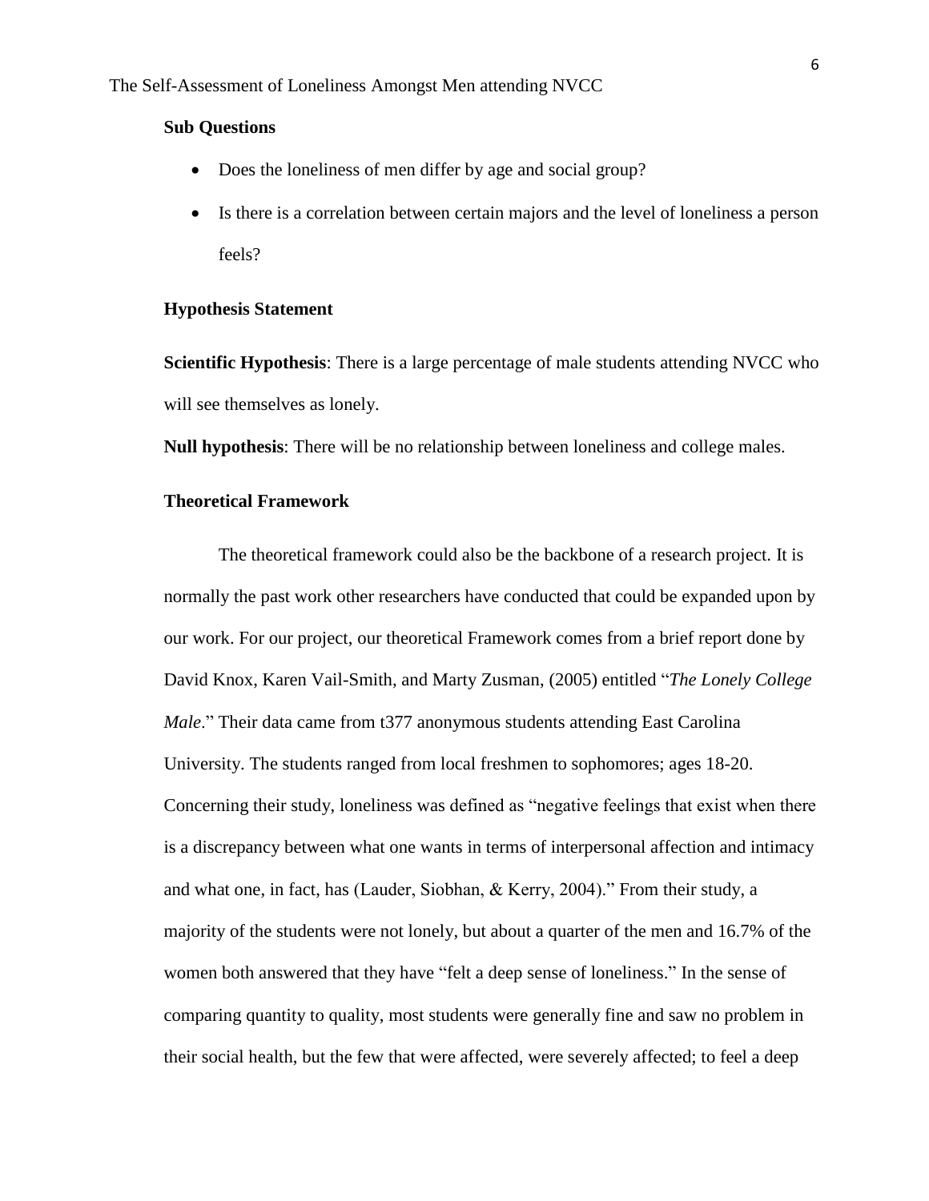### Sub Questions

- Does the loneliness of men differ by age and social group?
- Is there is a correlation between certain majors and the level of loneliness a person feels?

### Hypothesis Statement

**Scientific Hypothesis**: There is a large percentage of male students attending NVCC who will see themselves as lonely.

**Null hypothesis**: There will be no relationship between loneliness and college males.

### Theoretical Framework

The theoretical framework could also be the backbone of a research project. It is normally the past work other researchers have conducted that could be expanded upon by our work. For our project, our theoretical Framework comes from a brief report done by David Knox, Karen Vail-Smith, and Marty Zusman, (2005) entitled "*The Lonely College Male*." Their data came from t377 anonymous students attending East Carolina University. The students ranged from local freshmen to sophomores; ages 18-20. Concerning their study, loneliness was defined as "negative feelings that exist when there is a discrepancy between what one wants in terms of interpersonal affection and intimacy and what one, in fact, has (Lauder, Siobhan, & Kerry, 2004)." From their study, a majority of the students were not lonely, but about a quarter of the men and 16.7% of the women both answered that they have "felt a deep sense of loneliness." In the sense of comparing quantity to quality, most students were generally fine and saw no problem in their social health, but the few that were affected, were severely affected; to feel a deep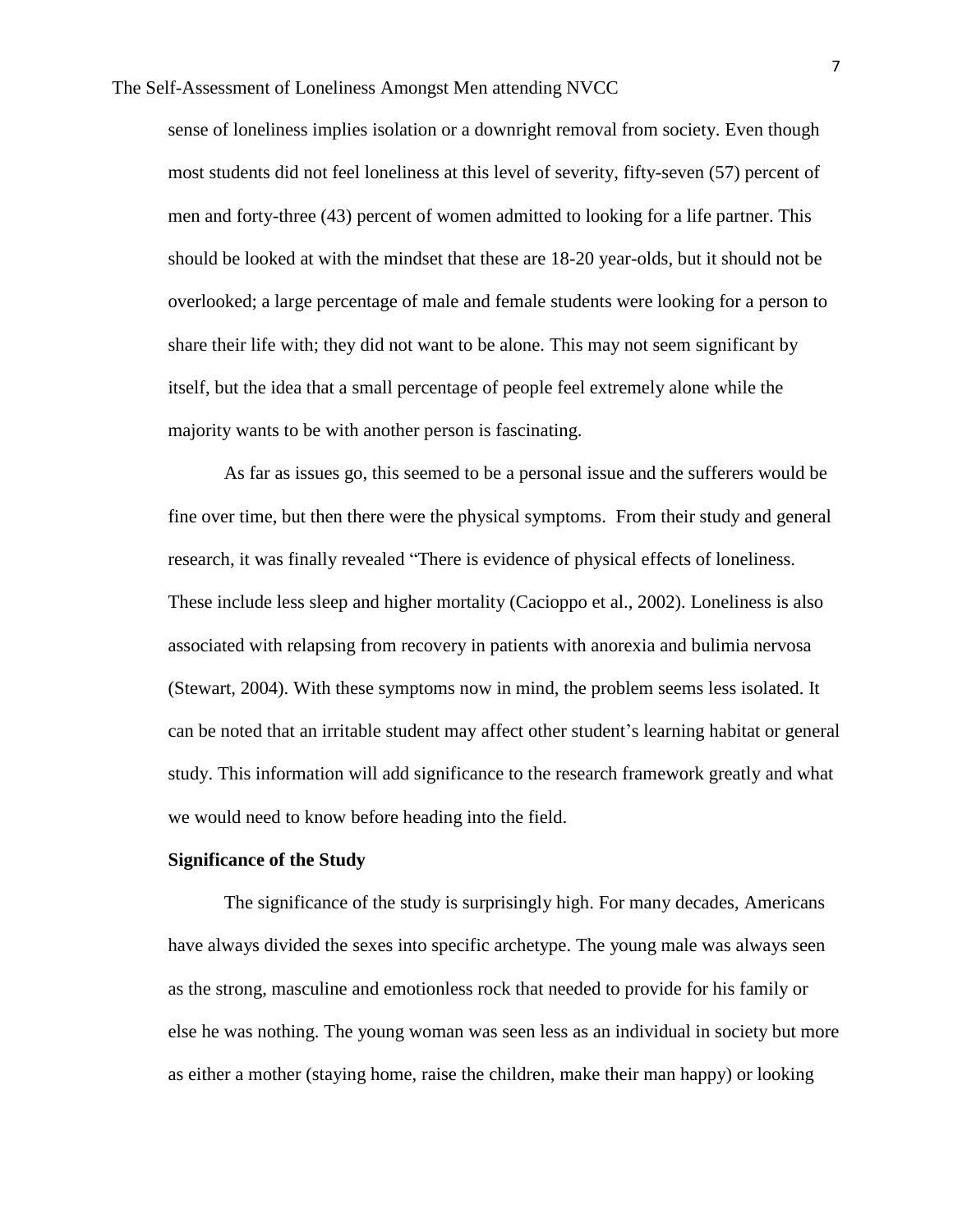sense of loneliness implies isolation or a downright removal from society. Even though most students did not feel loneliness at this level of severity, fifty-seven (57) percent of men and forty-three (43) percent of women admitted to looking for a life partner. This should be looked at with the mindset that these are 18-20 year-olds, but it should not be overlooked; a large percentage of male and female students were looking for a person to share their life with; they did not want to be alone. This may not seem significant by itself, but the idea that a small percentage of people feel extremely alone while the majority wants to be with another person is fascinating.

As far as issues go, this seemed to be a personal issue and the sufferers would be fine over time, but then there were the physical symptoms. From their study and general research, it was finally revealed "There is evidence of physical effects of loneliness. These include less sleep and higher mortality (Cacioppo et al., 2002). Loneliness is also associated with relapsing from recovery in patients with anorexia and bulimia nervosa (Stewart, 2004). With these symptoms now in mind, the problem seems less isolated. It can be noted that an irritable student may affect other student's learning habitat or general study. This information will add significance to the research framework greatly and what we would need to know before heading into the field.

**Significance of the Study**

The significance of the study is surprisingly high. For many decades, Americans have always divided the sexes into specific archetype. The young male was always seen as the strong, masculine and emotionless rock that needed to provide for his family or else he was nothing. The young woman was seen less as an individual in society but more as either a mother (staying home, raise the children, make their man happy) or looking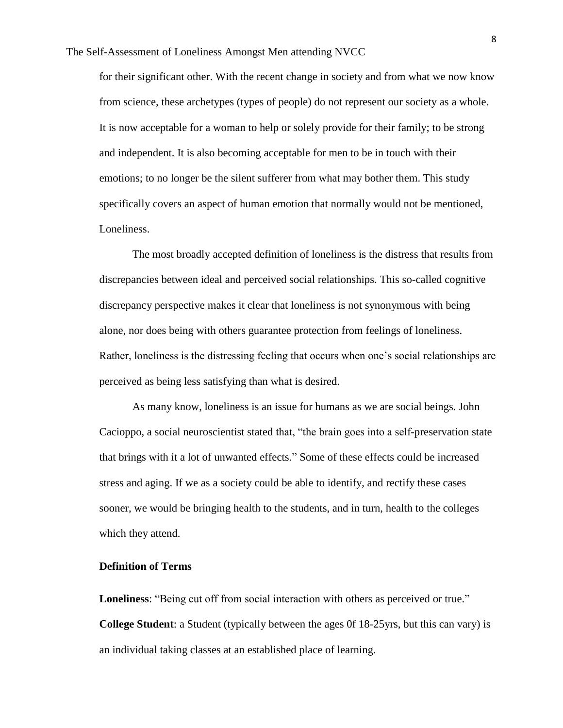for their significant other. With the recent change in society and from what we now know from science, these archetypes (types of people) do not represent our society as a whole. It is now acceptable for a woman to help or solely provide for their family; to be strong and independent. It is also becoming acceptable for men to be in touch with their emotions; to no longer be the silent sufferer from what may bother them. This study specifically covers an aspect of human emotion that normally would not be mentioned, Loneliness.

The most broadly accepted definition of loneliness is the distress that results from discrepancies between ideal and perceived social relationships. This so-called cognitive discrepancy perspective makes it clear that loneliness is not synonymous with being alone, nor does being with others guarantee protection from feelings of loneliness. Rather, loneliness is the distressing feeling that occurs when one's social relationships are perceived as being less satisfying than what is desired.

As many know, loneliness is an issue for humans as we are social beings. John Cacioppo, a social neuroscientist stated that, "the brain goes into a self-preservation state that brings with it a lot of unwanted effects." Some of these effects could be increased stress and aging. If we as a society could be able to identify, and rectify these cases sooner, we would be bringing health to the students, and in turn, health to the colleges which they attend.

**Definition of Terms**

**Loneliness**: "Being cut off from social interaction with others as perceived or true."

**College Student**: a Student (typically between the ages 0f 18-25yrs, but this can vary) is an individual taking classes at an established place of learning.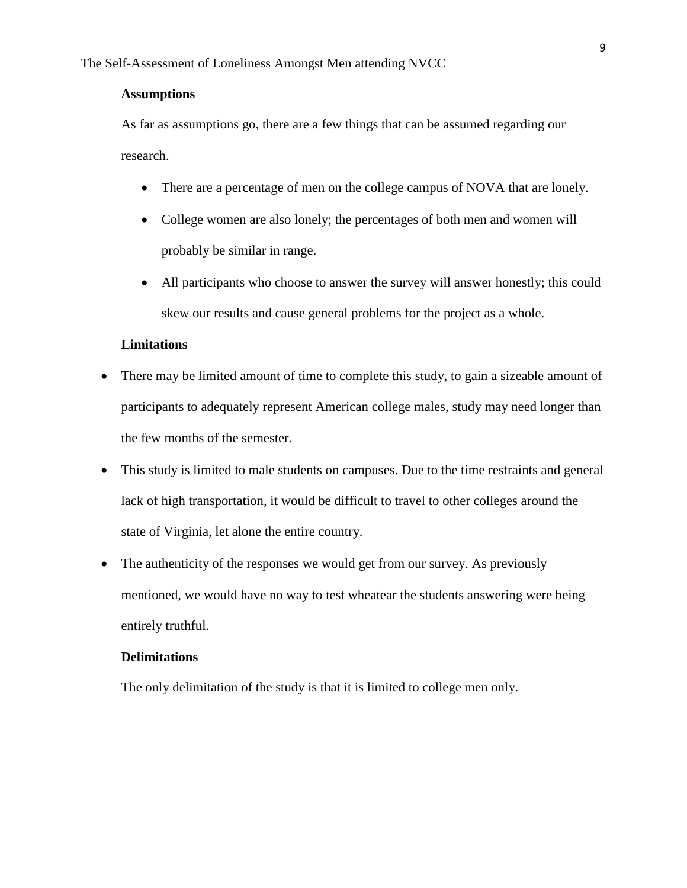## Assumptions

As far as assumptions go, there are a few things that can be assumed regarding our research.

- There are a percentage of men on the college campus of NOVA that are lonely.
- College women are also lonely; the percentages of both men and women will probably be similar in range.
- All participants who choose to answer the survey will answer honestly; this could skew our results and cause general problems for the project as a whole.

## Limitations

- There may be limited amount of time to complete this study, to gain a sizeable amount of participants to adequately represent American college males, study may need longer than the few months of the semester.
- This study is limited to male students on campuses. Due to the time restraints and general lack of high transportation, it would be difficult to travel to other colleges around the state of Virginia, let alone the entire country.
- The authenticity of the responses we would get from our survey. As previously mentioned, we would have no way to test wheatear the students answering were being entirely truthful.

## Delimitations

The only delimitation of the study is that it is limited to college men only.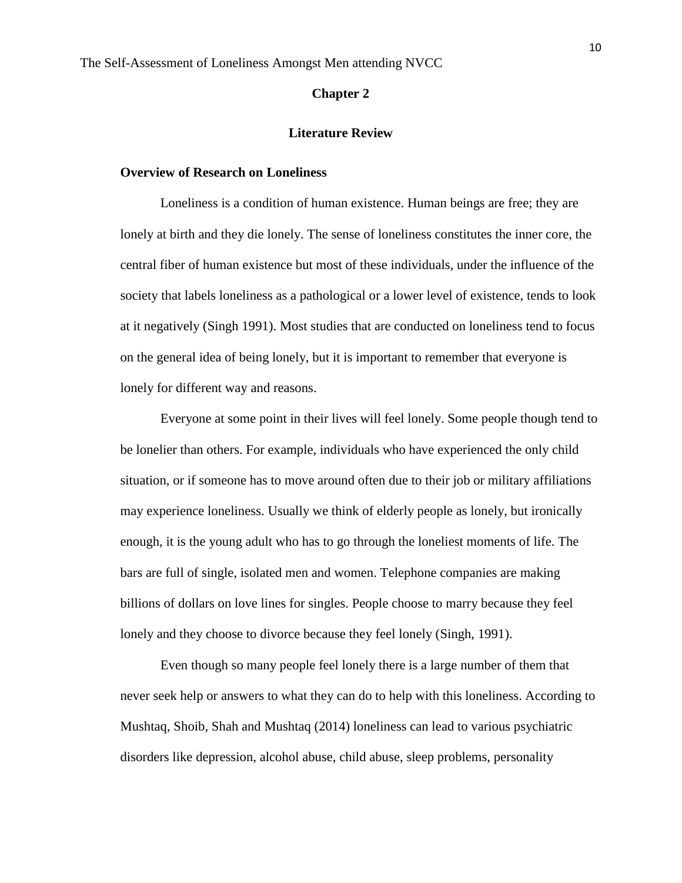## Chapter 2

## Literature Review

### Overview of Research on Loneliness

Loneliness is a condition of human existence. Human beings are free; they are lonely at birth and they die lonely. The sense of loneliness constitutes the inner core, the central fiber of human existence but most of these individuals, under the influence of the society that labels loneliness as a pathological or a lower level of existence, tends to look at it negatively (Singh 1991). Most studies that are conducted on loneliness tend to focus on the general idea of being lonely, but it is important to remember that everyone is lonely for different way and reasons.

Everyone at some point in their lives will feel lonely. Some people though tend to be lonelier than others. For example, individuals who have experienced the only child situation, or if someone has to move around often due to their job or military affiliations may experience loneliness. Usually we think of elderly people as lonely, but ironically enough, it is the young adult who has to go through the loneliest moments of life. The bars are full of single, isolated men and women. Telephone companies are making billions of dollars on love lines for singles. People choose to marry because they feel lonely and they choose to divorce because they feel lonely (Singh, 1991).

Even though so many people feel lonely there is a large number of them that never seek help or answers to what they can do to help with this loneliness. According to Mushtaq, Shoib, Shah and Mushtaq (2014) loneliness can lead to various psychiatric disorders like depression, alcohol abuse, child abuse, sleep problems, personality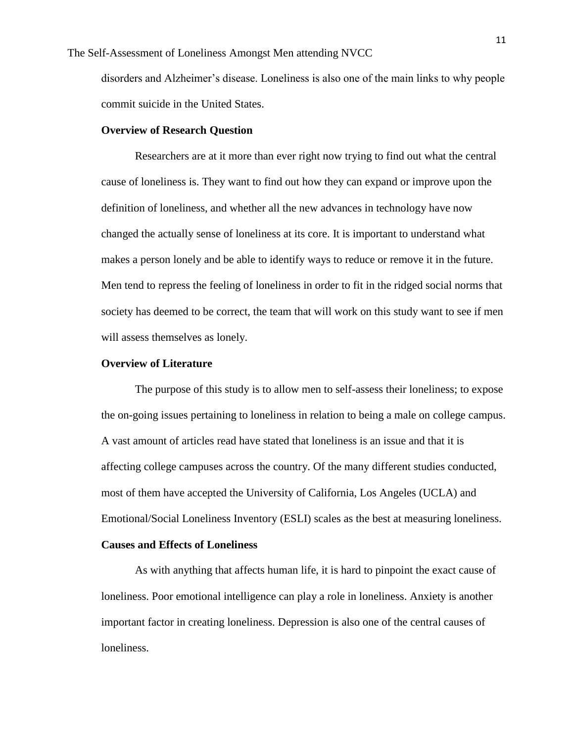disorders and Alzheimer's disease. Loneliness is also one of the main links to why people commit suicide in the United States.

**Overview of Research Question**

Researchers are at it more than ever right now trying to find out what the central cause of loneliness is. They want to find out how they can expand or improve upon the definition of loneliness, and whether all the new advances in technology have now changed the actually sense of loneliness at its core. It is important to understand what makes a person lonely and be able to identify ways to reduce or remove it in the future. Men tend to repress the feeling of loneliness in order to fit in the ridged social norms that society has deemed to be correct, the team that will work on this study want to see if men will assess themselves as lonely.

**Overview of Literature**

The purpose of this study is to allow men to self-assess their loneliness; to expose the on-going issues pertaining to loneliness in relation to being a male on college campus. A vast amount of articles read have stated that loneliness is an issue and that it is affecting college campuses across the country. Of the many different studies conducted, most of them have accepted the University of California, Los Angeles (UCLA) and Emotional/Social Loneliness Inventory (ESLI) scales as the best at measuring loneliness.

**Causes and Effects of Loneliness**

As with anything that affects human life, it is hard to pinpoint the exact cause of loneliness. Poor emotional intelligence can play a role in loneliness. Anxiety is another important factor in creating loneliness. Depression is also one of the central causes of loneliness.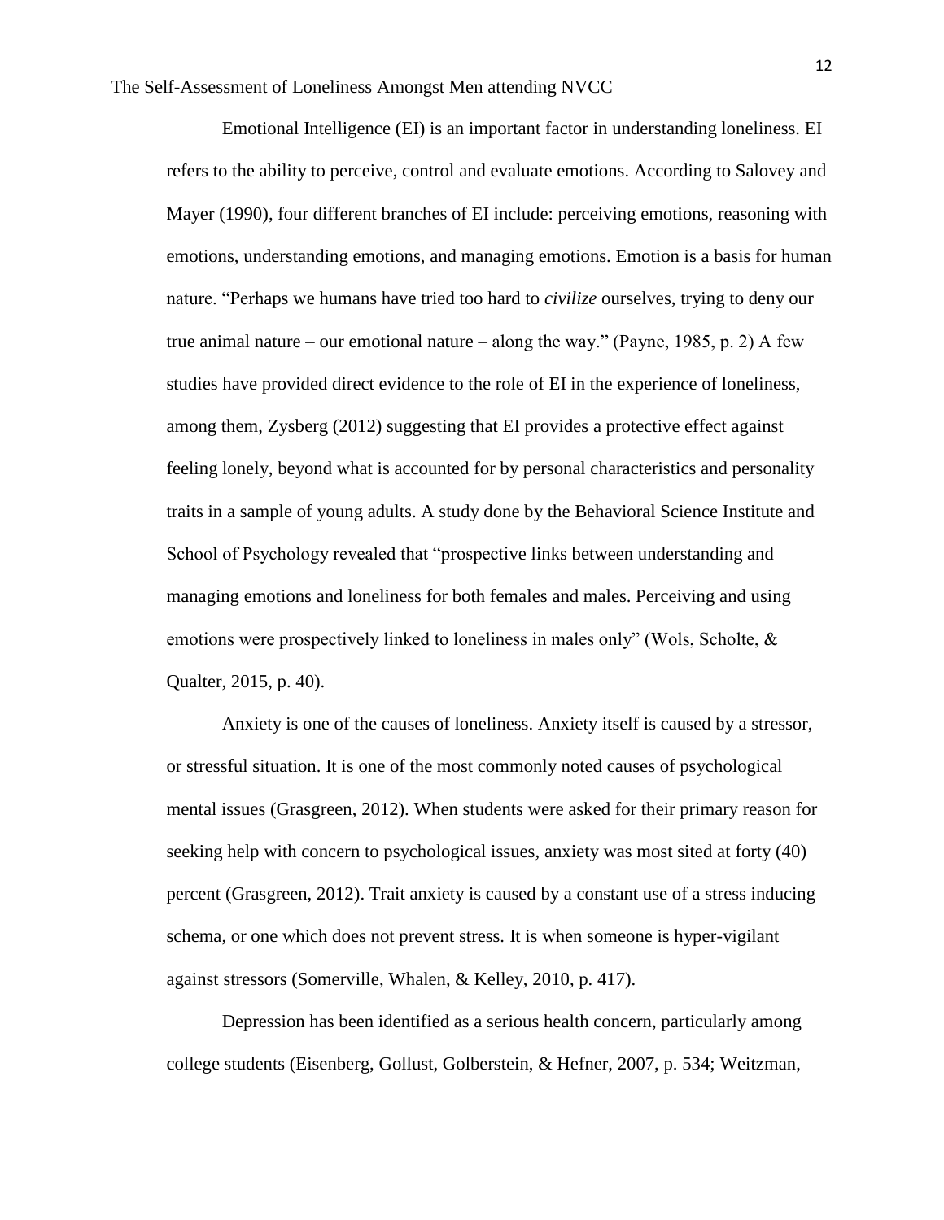Emotional Intelligence (EI) is an important factor in understanding loneliness. EI refers to the ability to perceive, control and evaluate emotions. According to Salovey and Mayer (1990), four different branches of EI include: perceiving emotions, reasoning with emotions, understanding emotions, and managing emotions. Emotion is a basis for human nature. "Perhaps we humans have tried too hard to *civilize* ourselves, trying to deny our true animal nature – our emotional nature – along the way." (Payne, 1985, p. 2) A few studies have provided direct evidence to the role of EI in the experience of loneliness, among them, Zysberg (2012) suggesting that EI provides a protective effect against feeling lonely, beyond what is accounted for by personal characteristics and personality traits in a sample of young adults. A study done by the Behavioral Science Institute and School of Psychology revealed that "prospective links between understanding and managing emotions and loneliness for both females and males. Perceiving and using emotions were prospectively linked to loneliness in males only" (Wols, Scholte, & Qualter, 2015, p. 40).

Anxiety is one of the causes of loneliness. Anxiety itself is caused by a stressor, or stressful situation. It is one of the most commonly noted causes of psychological mental issues (Grasgreen, 2012). When students were asked for their primary reason for seeking help with concern to psychological issues, anxiety was most sited at forty (40) percent (Grasgreen, 2012). Trait anxiety is caused by a constant use of a stress inducing schema, or one which does not prevent stress. It is when someone is hyper-vigilant against stressors (Somerville, Whalen, & Kelley, 2010, p. 417).

Depression has been identified as a serious health concern, particularly among college students (Eisenberg, Gollust, Golberstein, & Hefner, 2007, p. 534; Weitzman,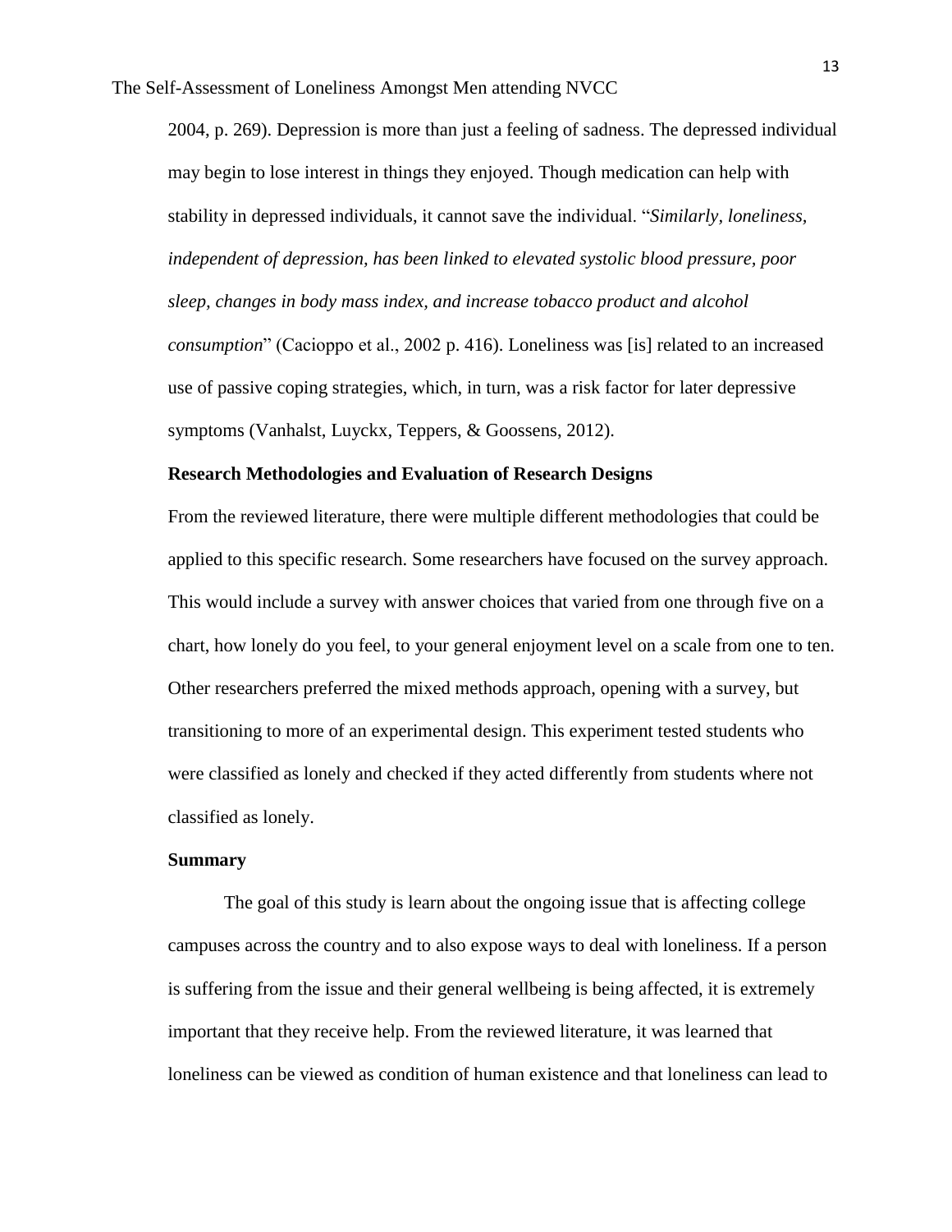2004, p. 269). Depression is more than just a feeling of sadness. The depressed individual may begin to lose interest in things they enjoyed. Though medication can help with stability in depressed individuals, it cannot save the individual. "*Similarly, loneliness, independent of depression, has been linked to elevated systolic blood pressure, poor sleep, changes in body mass index, and increase tobacco product and alcohol consumption*" (Cacioppo et al., 2002 p. 416). Loneliness was [is] related to an increased use of passive coping strategies, which, in turn, was a risk factor for later depressive symptoms (Vanhalst, Luyckx, Teppers, & Goossens, 2012).

**Research Methodologies and Evaluation of Research Designs**

From the reviewed literature, there were multiple different methodologies that could be applied to this specific research. Some researchers have focused on the survey approach. This would include a survey with answer choices that varied from one through five on a chart, how lonely do you feel, to your general enjoyment level on a scale from one to ten. Other researchers preferred the mixed methods approach, opening with a survey, but transitioning to more of an experimental design. This experiment tested students who were classified as lonely and checked if they acted differently from students where not classified as lonely.

**Summary**

The goal of this study is learn about the ongoing issue that is affecting college campuses across the country and to also expose ways to deal with loneliness. If a person is suffering from the issue and their general wellbeing is being affected, it is extremely important that they receive help. From the reviewed literature, it was learned that loneliness can be viewed as condition of human existence and that loneliness can lead to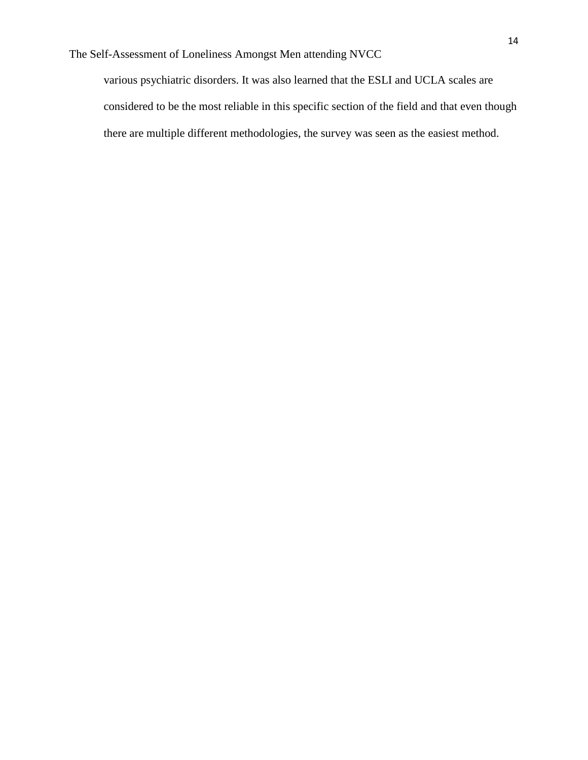various psychiatric disorders. It was also learned that the ESLI and UCLA scales are considered to be the most reliable in this specific section of the field and that even though there are multiple different methodologies, the survey was seen as the easiest method.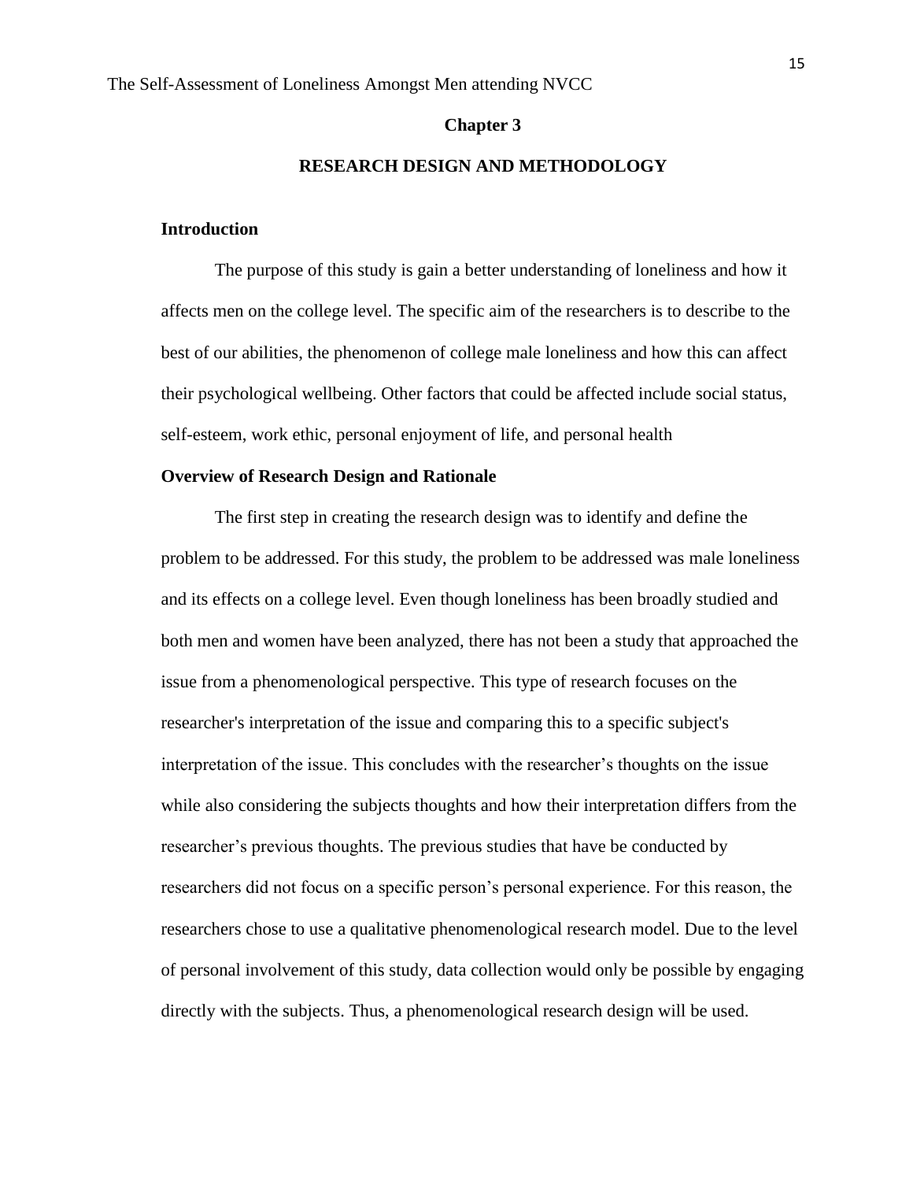# Chapter 3

## RESEARCH DESIGN AND METHODOLOGY

### Introduction

The purpose of this study is gain a better understanding of loneliness and how it affects men on the college level. The specific aim of the researchers is to describe to the best of our abilities, the phenomenon of college male loneliness and how this can affect their psychological wellbeing. Other factors that could be affected include social status, self-esteem, work ethic, personal enjoyment of life, and personal health

### Overview of Research Design and Rationale

The first step in creating the research design was to identify and define the problem to be addressed. For this study, the problem to be addressed was male loneliness and its effects on a college level. Even though loneliness has been broadly studied and both men and women have been analyzed, there has not been a study that approached the issue from a phenomenological perspective. This type of research focuses on the researcher's interpretation of the issue and comparing this to a specific subject's interpretation of the issue. This concludes with the researcher's thoughts on the issue while also considering the subjects thoughts and how their interpretation differs from the researcher's previous thoughts. The previous studies that have be conducted by researchers did not focus on a specific person's personal experience. For this reason, the researchers chose to use a qualitative phenomenological research model. Due to the level of personal involvement of this study, data collection would only be possible by engaging directly with the subjects. Thus, a phenomenological research design will be used.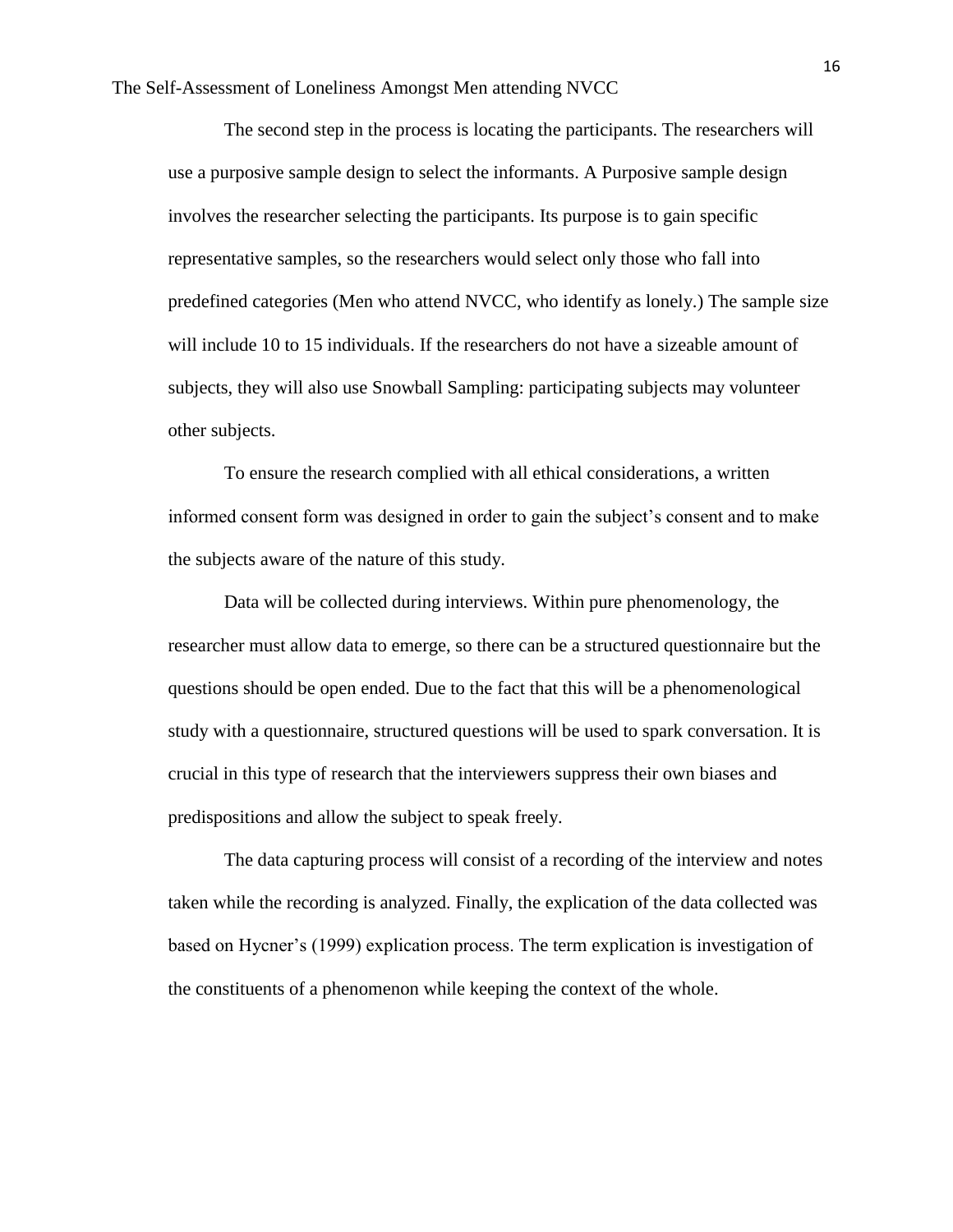The second step in the process is locating the participants. The researchers will use a purposive sample design to select the informants. A Purposive sample design involves the researcher selecting the participants. Its purpose is to gain specific representative samples, so the researchers would select only those who fall into predefined categories (Men who attend NVCC, who identify as lonely.) The sample size will include 10 to 15 individuals. If the researchers do not have a sizeable amount of subjects, they will also use Snowball Sampling: participating subjects may volunteer other subjects.

To ensure the research complied with all ethical considerations, a written informed consent form was designed in order to gain the subject's consent and to make the subjects aware of the nature of this study.

Data will be collected during interviews. Within pure phenomenology, the researcher must allow data to emerge, so there can be a structured questionnaire but the questions should be open ended. Due to the fact that this will be a phenomenological study with a questionnaire, structured questions will be used to spark conversation. It is crucial in this type of research that the interviewers suppress their own biases and predispositions and allow the subject to speak freely.

The data capturing process will consist of a recording of the interview and notes taken while the recording is analyzed. Finally, the explication of the data collected was based on Hycner's (1999) explication process. The term explication is investigation of the constituents of a phenomenon while keeping the context of the whole.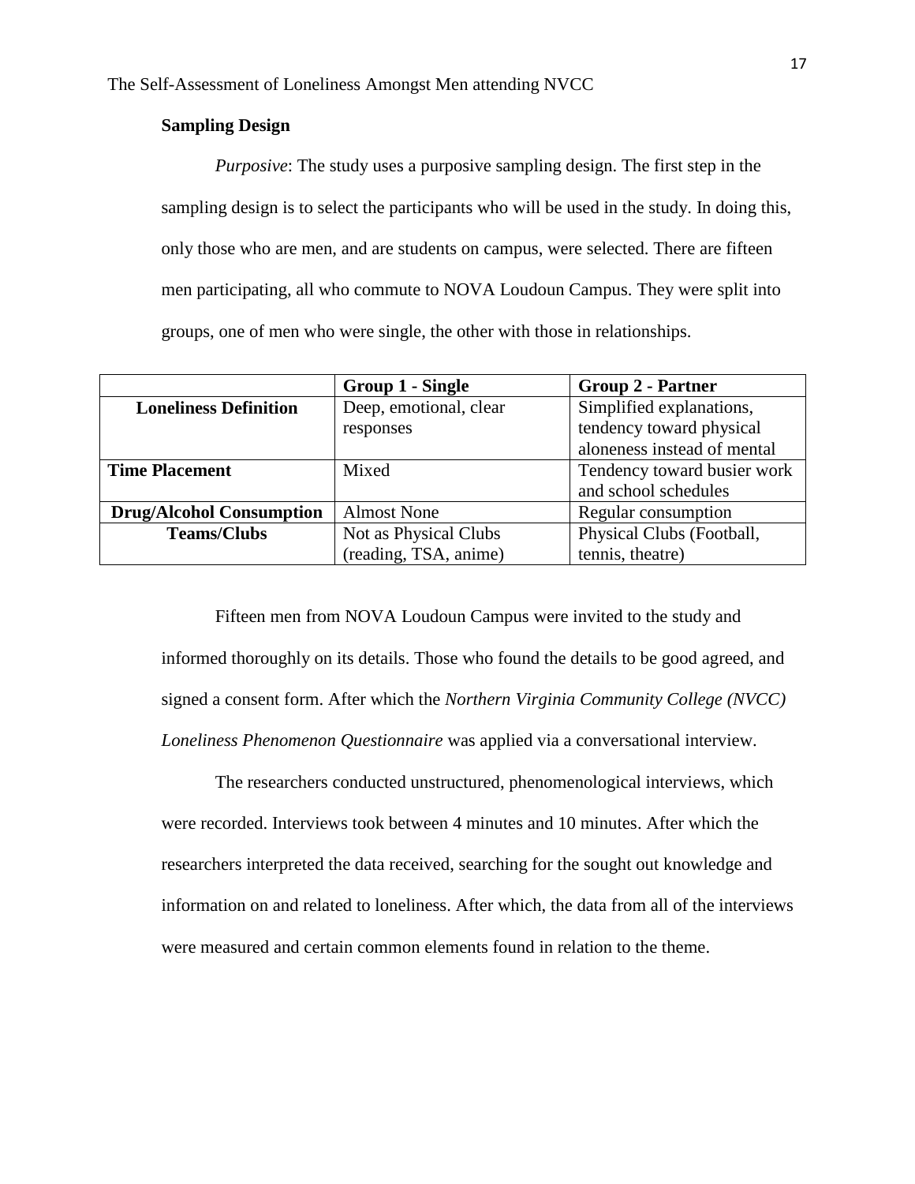### Sampling Design

*Purposive*: The study uses a purposive sampling design. The first step in the sampling design is to select the participants who will be used in the study. In doing this, only those who are men, and are students on campus, were selected. There are fifteen men participating, all who commute to NOVA Loudoun Campus. They were split into groups, one of men who were single, the other with those in relationships.

| | **Group 1 - Single** | **Group 2 - Partner** |
|---|---|---|
| **Loneliness Definition** | Deep, emotional, clear responses | Simplified explanations, tendency toward physical aloneness instead of mental |
| **Time Placement** | Mixed | Tendency toward busier work and school schedules |
| **Drug/Alcohol Consumption** | Almost None | Regular consumption |
| **Teams/Clubs** | Not as Physical Clubs (reading, TSA, anime) | Physical Clubs (Football, tennis, theatre) |

Fifteen men from NOVA Loudoun Campus were invited to the study and informed thoroughly on its details. Those who found the details to be good agreed, and signed a consent form. After which the *Northern Virginia Community College (NVCC) Loneliness Phenomenon Questionnaire* was applied via a conversational interview.

The researchers conducted unstructured, phenomenological interviews, which were recorded. Interviews took between 4 minutes and 10 minutes. After which the researchers interpreted the data received, searching for the sought out knowledge and information on and related to loneliness. After which, the data from all of the interviews were measured and certain common elements found in relation to the theme.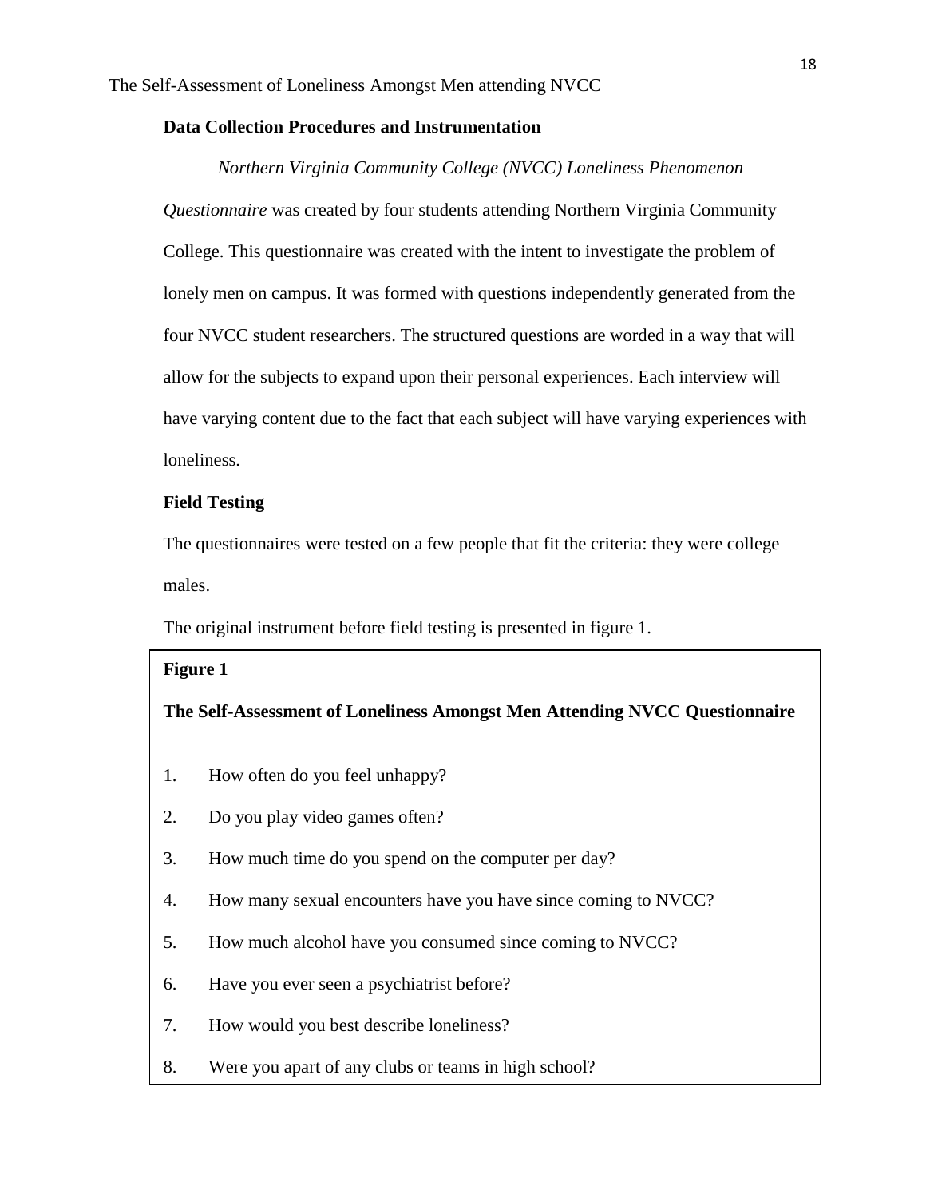**Data Collection Procedures and Instrumentation**

*Northern Virginia Community College (NVCC) Loneliness Phenomenon Questionnaire* was created by four students attending Northern Virginia Community College. This questionnaire was created with the intent to investigate the problem of lonely men on campus. It was formed with questions independently generated from the four NVCC student researchers. The structured questions are worded in a way that will allow for the subjects to expand upon their personal experiences. Each interview will have varying content due to the fact that each subject will have varying experiences with loneliness.

**Field Testing**

The questionnaires were tested on a few people that fit the criteria: they were college males.

The original instrument before field testing is presented in figure 1.

**Figure 1**

**The Self-Assessment of Loneliness Amongst Men Attending NVCC Questionnaire**

1. How often do you feel unhappy?
2. Do you play video games often?
3. How much time do you spend on the computer per day?
4. How many sexual encounters have you have since coming to NVCC?
5. How much alcohol have you consumed since coming to NVCC?
6. Have you ever seen a psychiatrist before?
7. How would you best describe loneliness?
8. Were you apart of any clubs or teams in high school?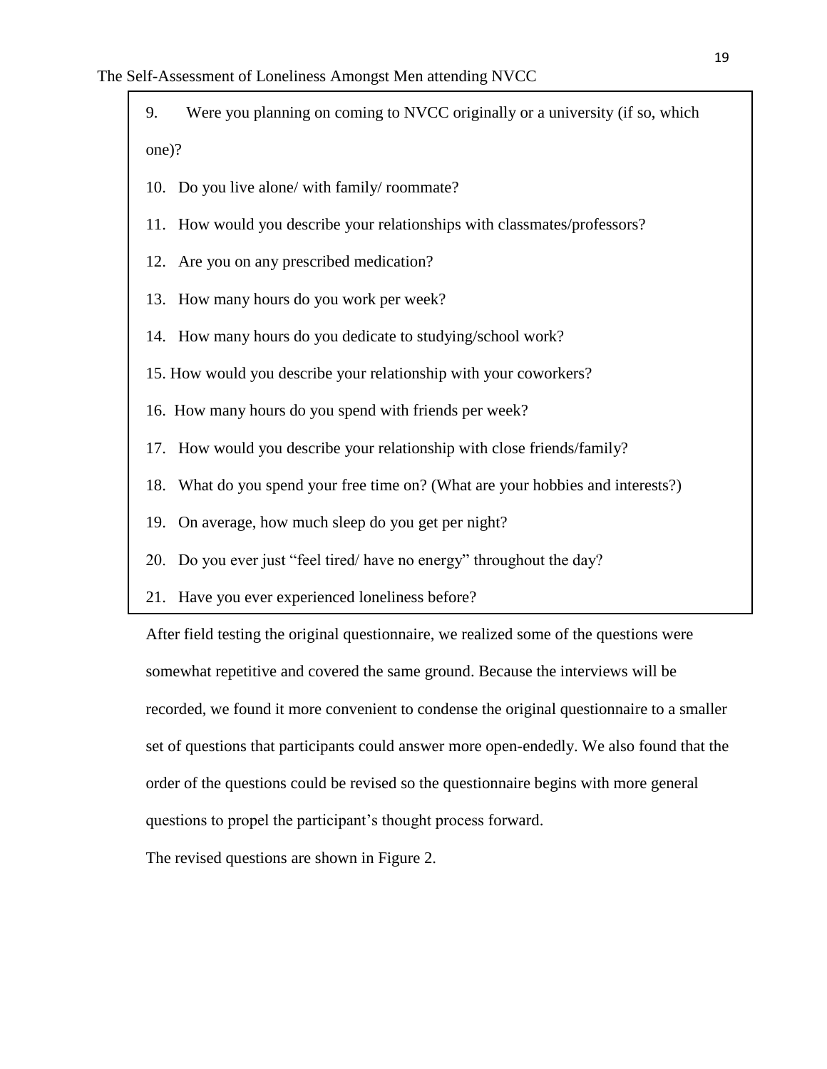9. Were you planning on coming to NVCC originally or a university (if so, which one)?
10. Do you live alone/ with family/ roommate?
11. How would you describe your relationships with classmates/professors?
12. Are you on any prescribed medication?
13. How many hours do you work per week?
14. How many hours do you dedicate to studying/school work?
15. How would you describe your relationship with your coworkers?
16. How many hours do you spend with friends per week?
17. How would you describe your relationship with close friends/family?
18. What do you spend your free time on? (What are your hobbies and interests?)
19. On average, how much sleep do you get per night?
20. Do you ever just "feel tired/ have no energy" throughout the day?
21. Have you ever experienced loneliness before?

After field testing the original questionnaire, we realized some of the questions were somewhat repetitive and covered the same ground. Because the interviews will be recorded, we found it more convenient to condense the original questionnaire to a smaller set of questions that participants could answer more open-endedly. We also found that the order of the questions could be revised so the questionnaire begins with more general questions to propel the participant's thought process forward.

The revised questions are shown in Figure 2.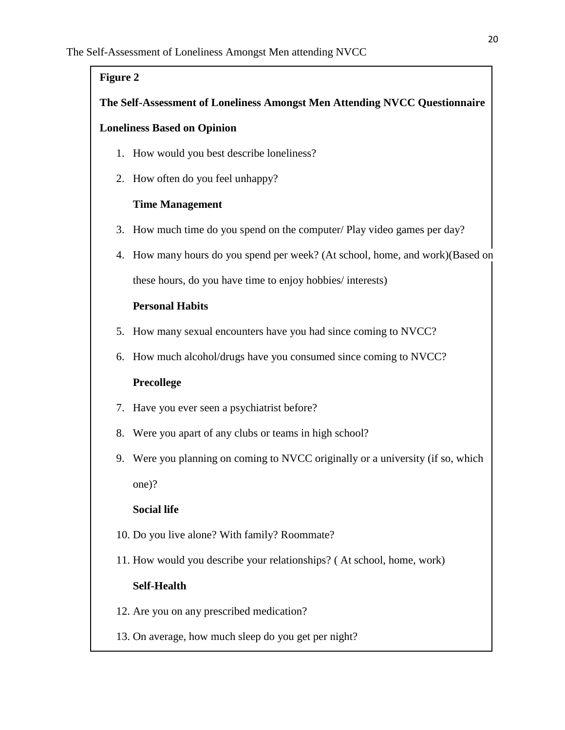**Figure 2**

**The Self-Assessment of Loneliness Amongst Men Attending NVCC Questionnaire**

**Loneliness Based on Opinion**

1. How would you best describe loneliness?
2. How often do you feel unhappy?

   **Time Management**

3. How much time do you spend on the computer/ Play video games per day?
4. How many hours do you spend per week? (At school, home, and work)(Based on these hours, do you have time to enjoy hobbies/ interests)

   **Personal Habits**

5. How many sexual encounters have you had since coming to NVCC?
6. How much alcohol/drugs have you consumed since coming to NVCC?

   **Precollege**

7. Have you ever seen a psychiatrist before?
8. Were you apart of any clubs or teams in high school?
9. Were you planning on coming to NVCC originally or a university (if so, which one)?

   **Social life**

10. Do you live alone? With family? Roommate?
11. How would you describe your relationships? ( At school, home, work)

    **Self-Health**

12. Are you on any prescribed medication?
13. On average, how much sleep do you get per night?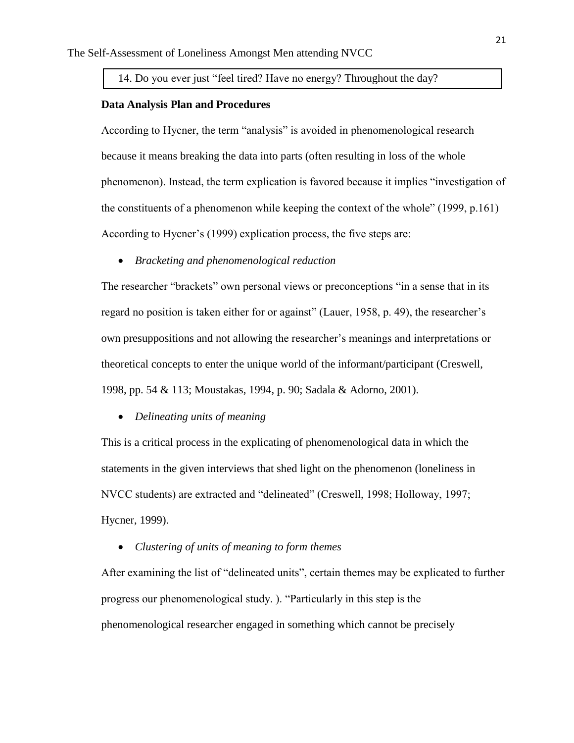| 14. Do you ever just "feel tired? Have no energy? Throughout the day? |
|---|

**Data Analysis Plan and Procedures**

According to Hycner, the term "analysis" is avoided in phenomenological research because it means breaking the data into parts (often resulting in loss of the whole phenomenon). Instead, the term explication is favored because it implies "investigation of the constituents of a phenomenon while keeping the context of the whole" (1999, p.161) According to Hycner's (1999) explication process, the five steps are:

- *Bracketing and phenomenological reduction*

The researcher "brackets" own personal views or preconceptions "in a sense that in its regard no position is taken either for or against" (Lauer, 1958, p. 49), the researcher's own presuppositions and not allowing the researcher's meanings and interpretations or theoretical concepts to enter the unique world of the informant/participant (Creswell, 1998, pp. 54 & 113; Moustakas, 1994, p. 90; Sadala & Adorno, 2001).

- *Delineating units of meaning*

This is a critical process in the explicating of phenomenological data in which the statements in the given interviews that shed light on the phenomenon (loneliness in NVCC students) are extracted and "delineated" (Creswell, 1998; Holloway, 1997; Hycner, 1999).

- *Clustering of units of meaning to form themes*

After examining the list of "delineated units", certain themes may be explicated to further progress our phenomenological study. ). "Particularly in this step is the phenomenological researcher engaged in something which cannot be precisely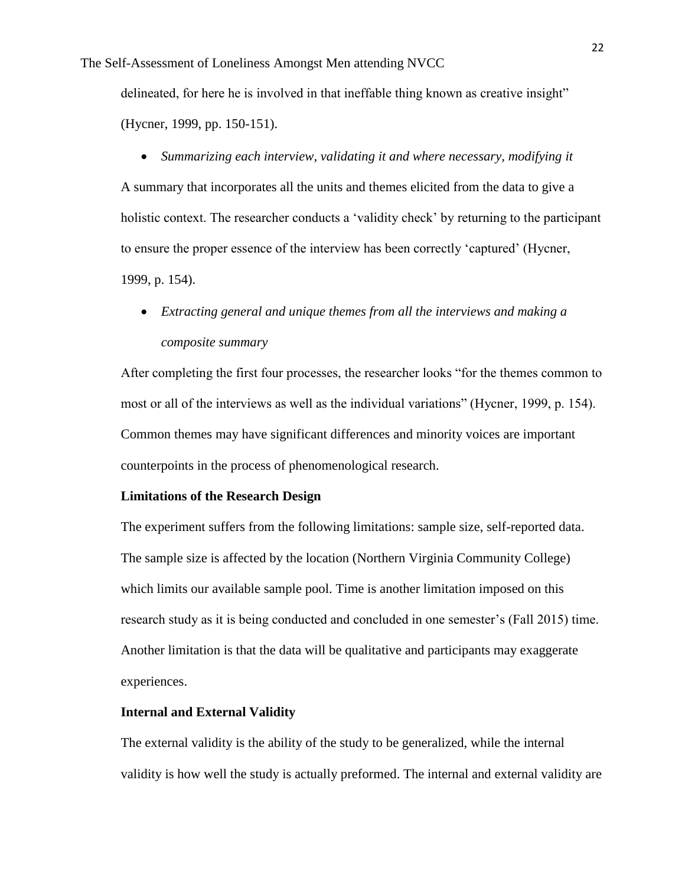delineated, for here he is involved in that ineffable thing known as creative insight" (Hycner, 1999, pp. 150-151).

- *Summarizing each interview, validating it and where necessary, modifying it*

A summary that incorporates all the units and themes elicited from the data to give a holistic context. The researcher conducts a 'validity check' by returning to the participant to ensure the proper essence of the interview has been correctly 'captured' (Hycner, 1999, p. 154).

- *Extracting general and unique themes from all the interviews and making a composite summary*

After completing the first four processes, the researcher looks "for the themes common to most or all of the interviews as well as the individual variations" (Hycner, 1999, p. 154). Common themes may have significant differences and minority voices are important counterpoints in the process of phenomenological research.

**Limitations of the Research Design**

The experiment suffers from the following limitations: sample size, self-reported data. The sample size is affected by the location (Northern Virginia Community College) which limits our available sample pool. Time is another limitation imposed on this research study as it is being conducted and concluded in one semester's (Fall 2015) time. Another limitation is that the data will be qualitative and participants may exaggerate experiences.

**Internal and External Validity**

The external validity is the ability of the study to be generalized, while the internal validity is how well the study is actually preformed. The internal and external validity are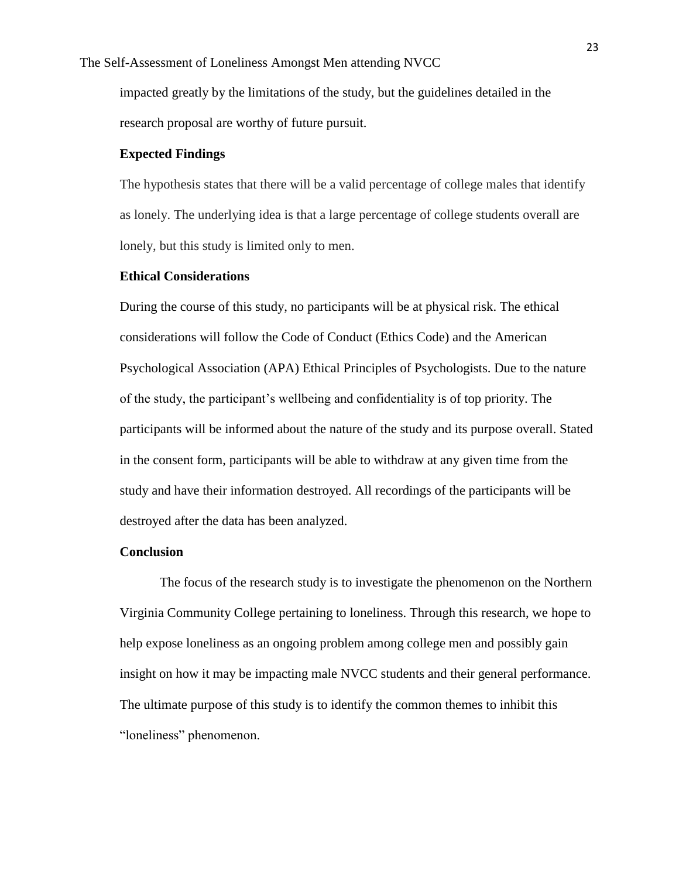impacted greatly by the limitations of the study, but the guidelines detailed in the research proposal are worthy of future pursuit.

### Expected Findings

The hypothesis states that there will be a valid percentage of college males that identify as lonely. The underlying idea is that a large percentage of college students overall are lonely, but this study is limited only to men.

### Ethical Considerations

During the course of this study, no participants will be at physical risk. The ethical considerations will follow the Code of Conduct (Ethics Code) and the American Psychological Association (APA) Ethical Principles of Psychologists. Due to the nature of the study, the participant's wellbeing and confidentiality is of top priority. The participants will be informed about the nature of the study and its purpose overall. Stated in the consent form, participants will be able to withdraw at any given time from the study and have their information destroyed. All recordings of the participants will be destroyed after the data has been analyzed.

### Conclusion

The focus of the research study is to investigate the phenomenon on the Northern Virginia Community College pertaining to loneliness. Through this research, we hope to help expose loneliness as an ongoing problem among college men and possibly gain insight on how it may be impacting male NVCC students and their general performance. The ultimate purpose of this study is to identify the common themes to inhibit this "loneliness" phenomenon.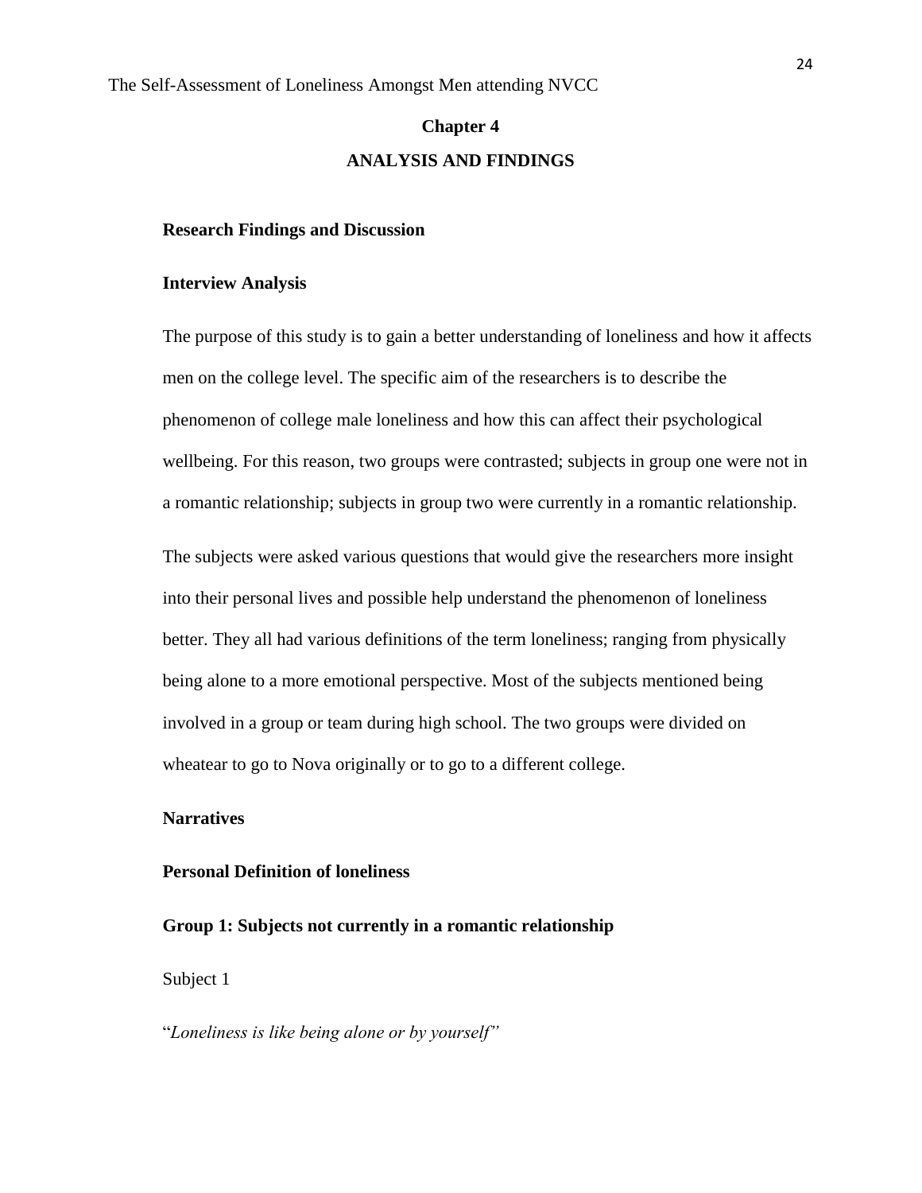## Chapter 4

## ANALYSIS AND FINDINGS

### Research Findings and Discussion

### Interview Analysis

The purpose of this study is to gain a better understanding of loneliness and how it affects men on the college level. The specific aim of the researchers is to describe the phenomenon of college male loneliness and how this can affect their psychological wellbeing. For this reason, two groups were contrasted; subjects in group one were not in a romantic relationship; subjects in group two were currently in a romantic relationship.

The subjects were asked various questions that would give the researchers more insight into their personal lives and possible help understand the phenomenon of loneliness better. They all had various definitions of the term loneliness; ranging from physically being alone to a more emotional perspective. Most of the subjects mentioned being involved in a group or team during high school. The two groups were divided on wheatear to go to Nova originally or to go to a different college.

### Narratives

### Personal Definition of loneliness

### Group 1: Subjects not currently in a romantic relationship

Subject 1

"*Loneliness is like being alone or by yourself"*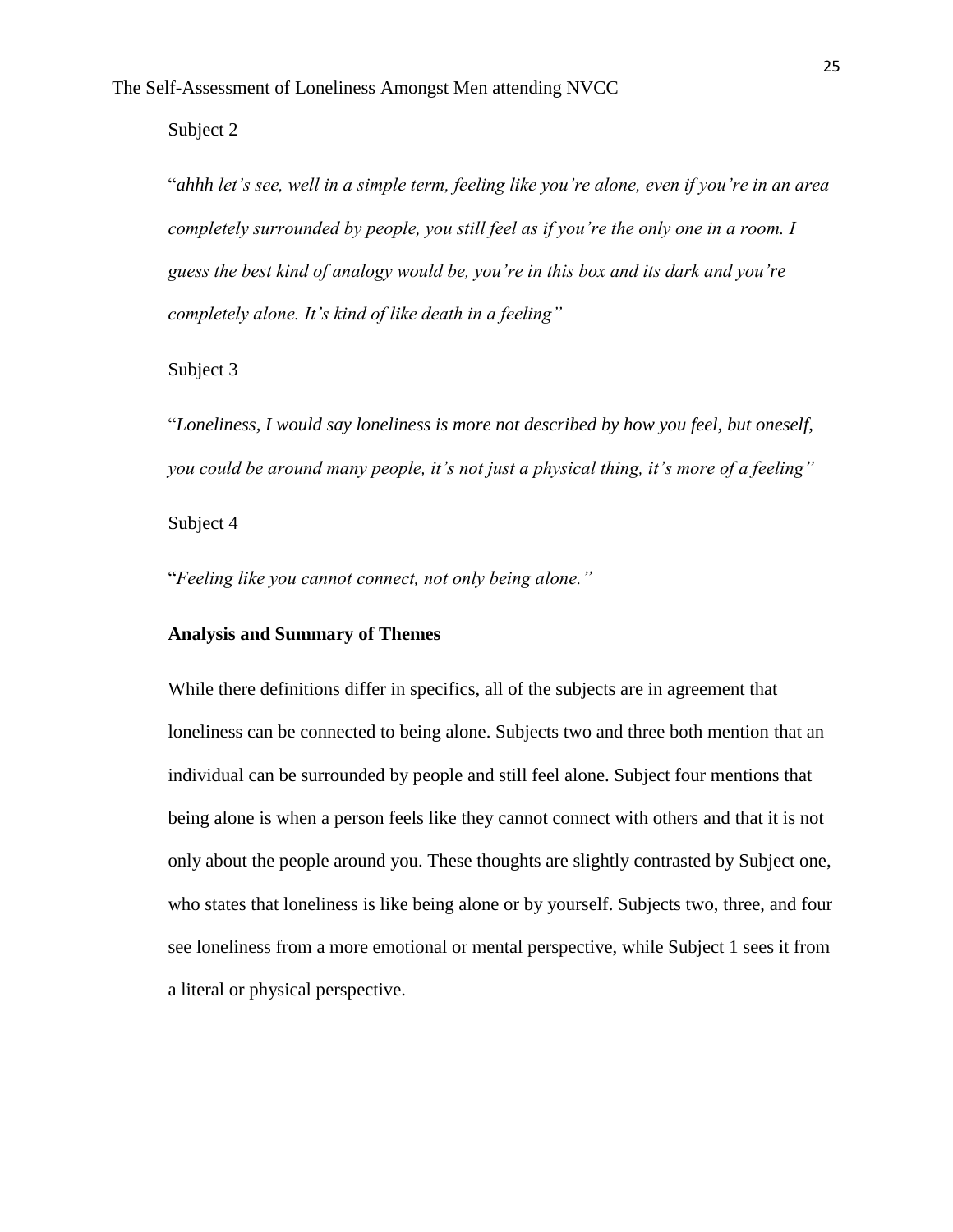Subject 2

"*ahhh let's see, well in a simple term, feeling like you're alone, even if you're in an area completely surrounded by people, you still feel as if you're the only one in a room. I guess the best kind of analogy would be, you're in this box and its dark and you're completely alone. It's kind of like death in a feeling"*

Subject 3

"*Loneliness, I would say loneliness is more not described by how you feel, but oneself, you could be around many people, it's not just a physical thing, it's more of a feeling"*

Subject 4

"*Feeling like you cannot connect, not only being alone."*

**Analysis and Summary of Themes**

While there definitions differ in specifics, all of the subjects are in agreement that loneliness can be connected to being alone. Subjects two and three both mention that an individual can be surrounded by people and still feel alone. Subject four mentions that being alone is when a person feels like they cannot connect with others and that it is not only about the people around you. These thoughts are slightly contrasted by Subject one, who states that loneliness is like being alone or by yourself. Subjects two, three, and four see loneliness from a more emotional or mental perspective, while Subject 1 sees it from a literal or physical perspective.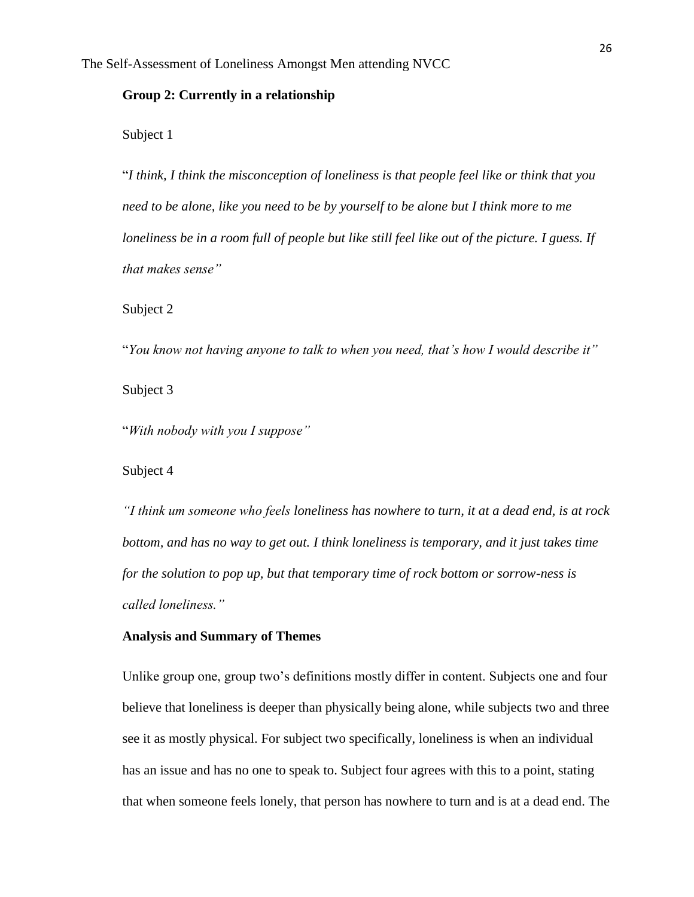**Group 2: Currently in a relationship**

Subject 1

"*I think, I think the misconception of loneliness is that people feel like or think that you need to be alone, like you need to be by yourself to be alone but I think more to me loneliness be in a room full of people but like still feel like out of the picture. I guess. If that makes sense"*

Subject 2

"*You know not having anyone to talk to when you need, that's how I would describe it"*

Subject 3

"*With nobody with you I suppose"*

Subject 4

*"I think um someone who feels loneliness has nowhere to turn, it at a dead end, is at rock bottom, and has no way to get out. I think loneliness is temporary, and it just takes time for the solution to pop up, but that temporary time of rock bottom or sorrow-ness is called loneliness."*

**Analysis and Summary of Themes**

Unlike group one, group two's definitions mostly differ in content. Subjects one and four believe that loneliness is deeper than physically being alone, while subjects two and three see it as mostly physical. For subject two specifically, loneliness is when an individual has an issue and has no one to speak to. Subject four agrees with this to a point, stating that when someone feels lonely, that person has nowhere to turn and is at a dead end. The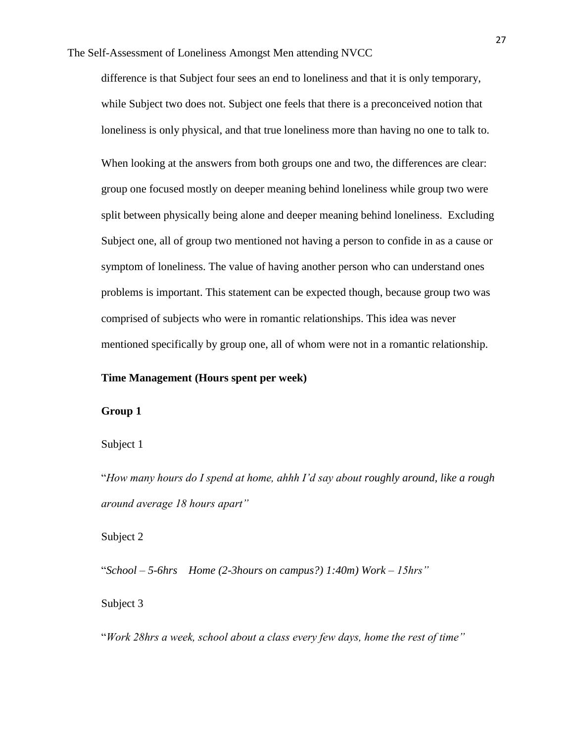difference is that Subject four sees an end to loneliness and that it is only temporary, while Subject two does not. Subject one feels that there is a preconceived notion that loneliness is only physical, and that true loneliness more than having no one to talk to.

When looking at the answers from both groups one and two, the differences are clear: group one focused mostly on deeper meaning behind loneliness while group two were split between physically being alone and deeper meaning behind loneliness. Excluding Subject one, all of group two mentioned not having a person to confide in as a cause or symptom of loneliness. The value of having another person who can understand ones problems is important. This statement can be expected though, because group two was comprised of subjects who were in romantic relationships. This idea was never mentioned specifically by group one, all of whom were not in a romantic relationship.

**Time Management (Hours spent per week)**

**Group 1**

Subject 1

"*How many hours do I spend at home, ahhh I'd say about roughly around, like a rough around average 18 hours apart"*

Subject 2

"*School – 5-6hrs Home (2-3hours on campus?) 1:40m) Work – 15hrs"*

Subject 3

"*Work 28hrs a week, school about a class every few days, home the rest of time"*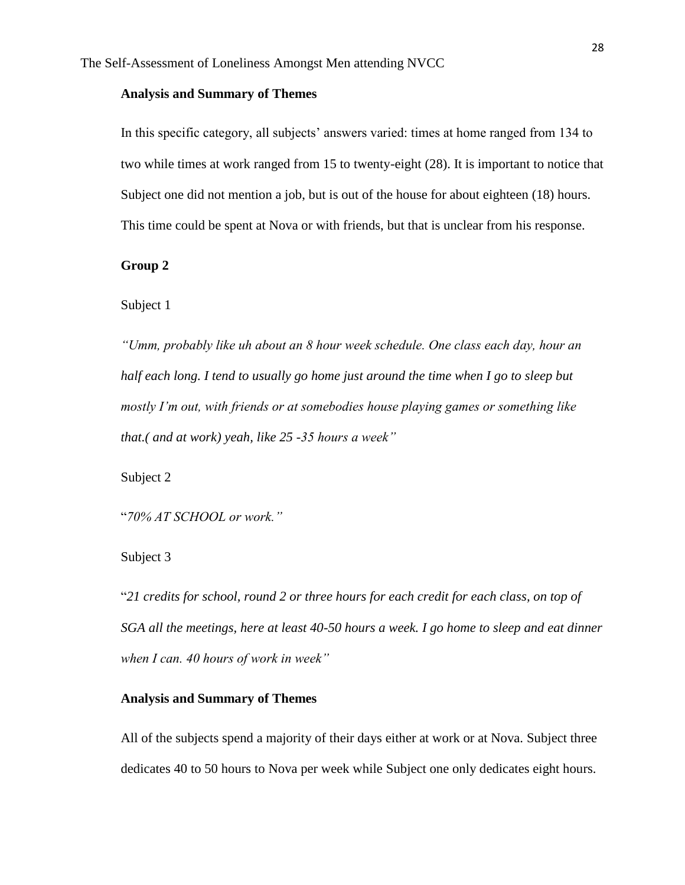### Analysis and Summary of Themes

In this specific category, all subjects' answers varied: times at home ranged from 134 to two while times at work ranged from 15 to twenty-eight (28). It is important to notice that Subject one did not mention a job, but is out of the house for about eighteen (18) hours. This time could be spent at Nova or with friends, but that is unclear from his response.

### Group 2

Subject 1

*"Umm, probably like uh about an 8 hour week schedule. One class each day, hour an half each long. I tend to usually go home just around the time when I go to sleep but mostly I'm out, with friends or at somebodies house playing games or something like that.( and at work) yeah, like 25 -35 hours a week"*

Subject 2

"*70% AT SCHOOL or work."*

Subject 3

"*21 credits for school, round 2 or three hours for each credit for each class, on top of SGA all the meetings, here at least 40-50 hours a week. I go home to sleep and eat dinner when I can. 40 hours of work in week"*

### Analysis and Summary of Themes

All of the subjects spend a majority of their days either at work or at Nova. Subject three dedicates 40 to 50 hours to Nova per week while Subject one only dedicates eight hours.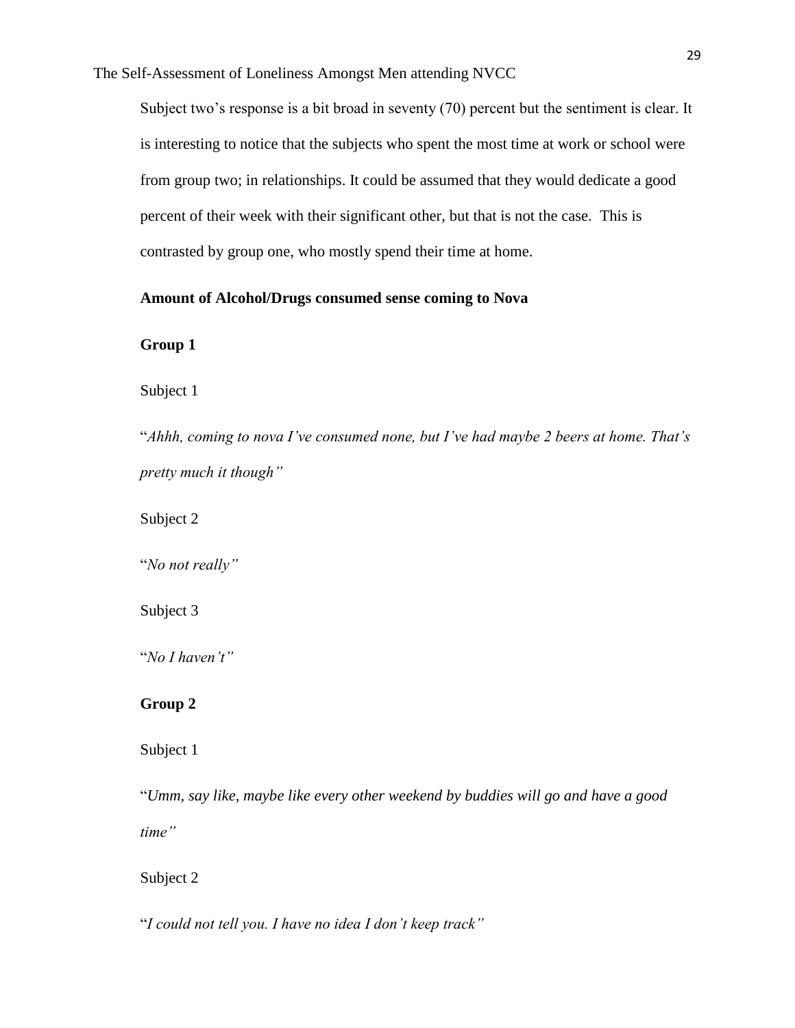Subject two's response is a bit broad in seventy (70) percent but the sentiment is clear. It is interesting to notice that the subjects who spent the most time at work or school were from group two; in relationships. It could be assumed that they would dedicate a good percent of their week with their significant other, but that is not the case. This is contrasted by group one, who mostly spend their time at home.

**Amount of Alcohol/Drugs consumed sense coming to Nova**

**Group 1**

Subject 1

"*Ahhh, coming to nova I've consumed none, but I've had maybe 2 beers at home. That's pretty much it though"*

Subject 2

"*No not really"*

Subject 3

"*No I haven't"*

**Group 2**

Subject 1

"*Umm, say like, maybe like every other weekend by buddies will go and have a good time"*

Subject 2

"*I could not tell you. I have no idea I don't keep track"*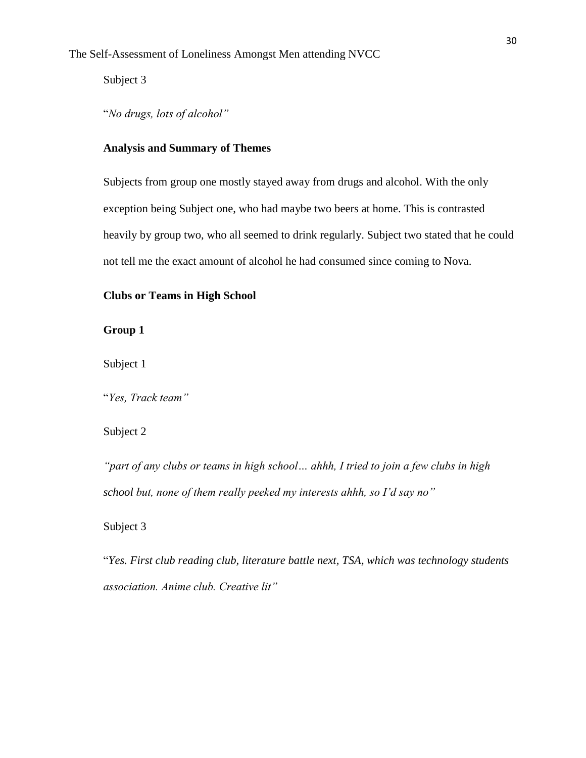Subject 3

"*No drugs, lots of alcohol"*

**Analysis and Summary of Themes**

Subjects from group one mostly stayed away from drugs and alcohol. With the only exception being Subject one, who had maybe two beers at home. This is contrasted heavily by group two, who all seemed to drink regularly. Subject two stated that he could not tell me the exact amount of alcohol he had consumed since coming to Nova.

**Clubs or Teams in High School**

**Group 1**

Subject 1

"*Yes, Track team"*

Subject 2

*"part of any clubs or teams in high school… ahhh, I tried to join a few clubs in high school but, none of them really peeked my interests ahhh, so I'd say no"*

Subject 3

"*Yes. First club reading club, literature battle next, TSA, which was technology students association. Anime club. Creative lit"*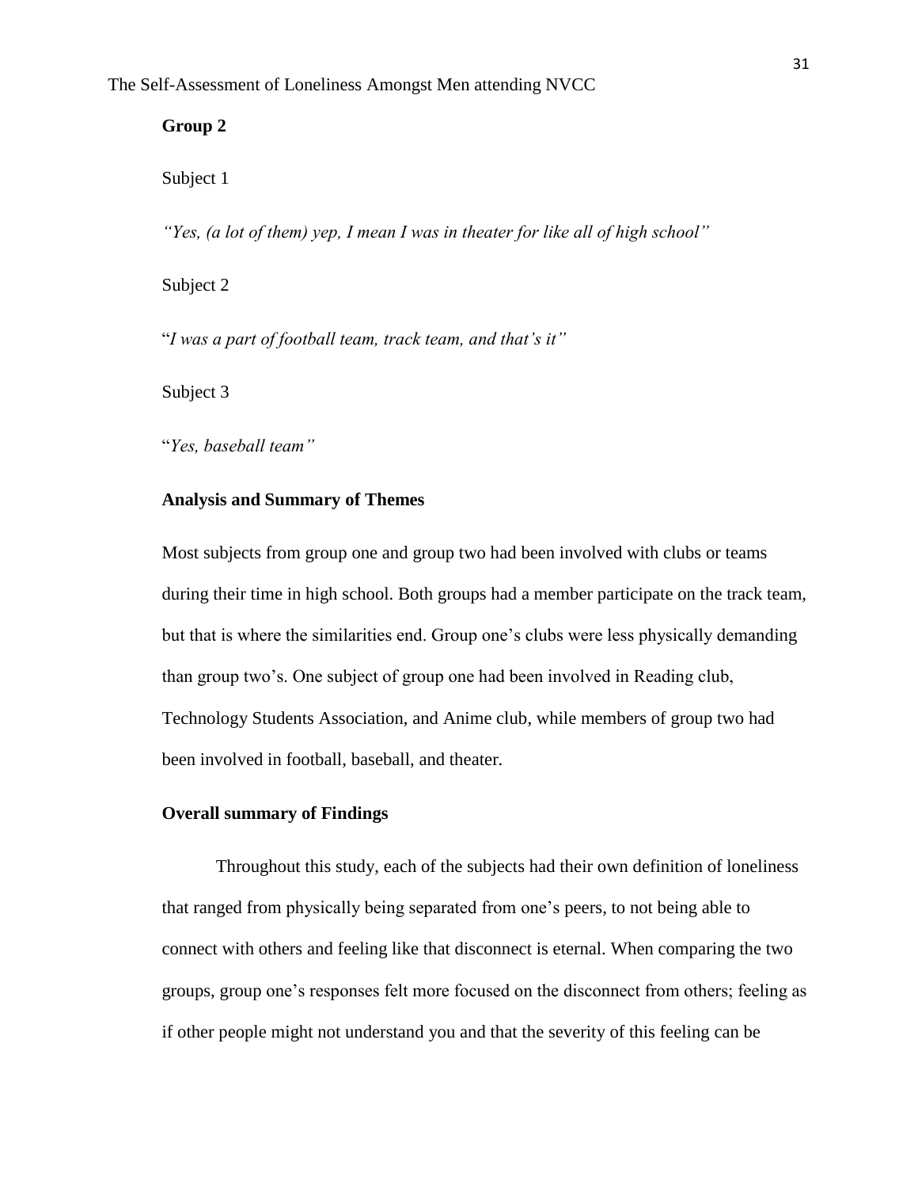**Group 2**

Subject 1

*"Yes, (a lot of them) yep, I mean I was in theater for like all of high school"*

Subject 2

"*I was a part of football team, track team, and that's it"*

Subject 3

"*Yes, baseball team"*

**Analysis and Summary of Themes**

Most subjects from group one and group two had been involved with clubs or teams during their time in high school. Both groups had a member participate on the track team, but that is where the similarities end. Group one's clubs were less physically demanding than group two's. One subject of group one had been involved in Reading club, Technology Students Association, and Anime club, while members of group two had been involved in football, baseball, and theater.

**Overall summary of Findings**

Throughout this study, each of the subjects had their own definition of loneliness that ranged from physically being separated from one's peers, to not being able to connect with others and feeling like that disconnect is eternal. When comparing the two groups, group one's responses felt more focused on the disconnect from others; feeling as if other people might not understand you and that the severity of this feeling can be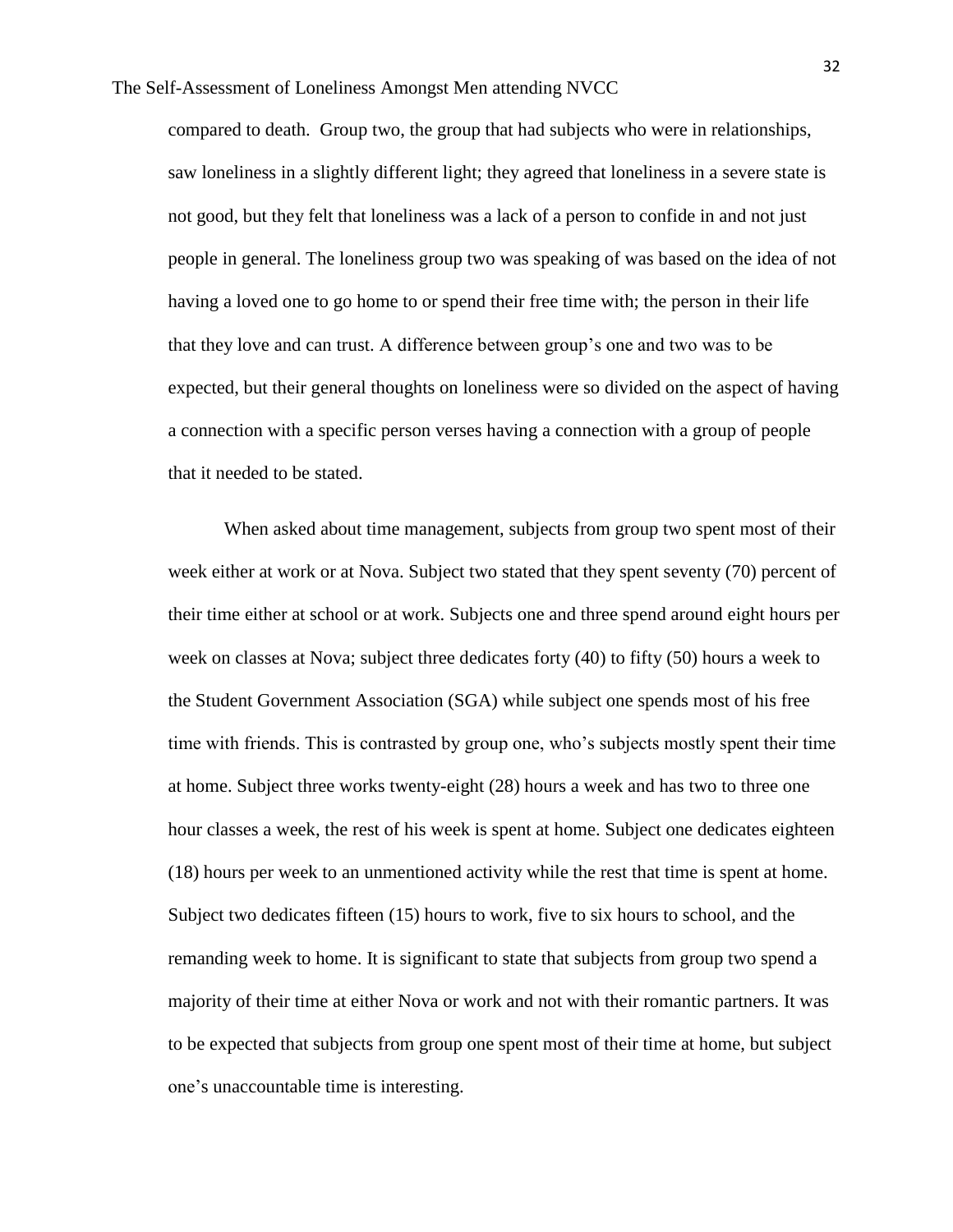compared to death. Group two, the group that had subjects who were in relationships, saw loneliness in a slightly different light; they agreed that loneliness in a severe state is not good, but they felt that loneliness was a lack of a person to confide in and not just people in general. The loneliness group two was speaking of was based on the idea of not having a loved one to go home to or spend their free time with; the person in their life that they love and can trust. A difference between group's one and two was to be expected, but their general thoughts on loneliness were so divided on the aspect of having a connection with a specific person verses having a connection with a group of people that it needed to be stated.

When asked about time management, subjects from group two spent most of their week either at work or at Nova. Subject two stated that they spent seventy (70) percent of their time either at school or at work. Subjects one and three spend around eight hours per week on classes at Nova; subject three dedicates forty (40) to fifty (50) hours a week to the Student Government Association (SGA) while subject one spends most of his free time with friends. This is contrasted by group one, who's subjects mostly spent their time at home. Subject three works twenty-eight (28) hours a week and has two to three one hour classes a week, the rest of his week is spent at home. Subject one dedicates eighteen (18) hours per week to an unmentioned activity while the rest that time is spent at home. Subject two dedicates fifteen (15) hours to work, five to six hours to school, and the remanding week to home. It is significant to state that subjects from group two spend a majority of their time at either Nova or work and not with their romantic partners. It was to be expected that subjects from group one spent most of their time at home, but subject one's unaccountable time is interesting.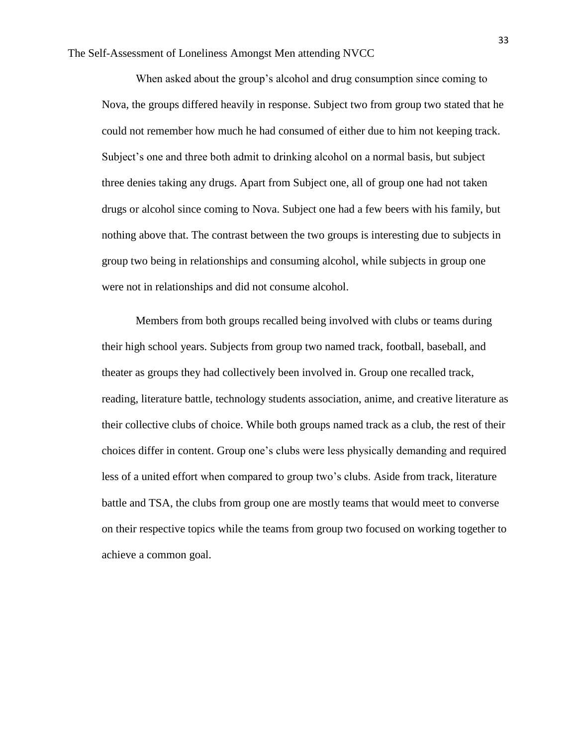When asked about the group's alcohol and drug consumption since coming to Nova, the groups differed heavily in response. Subject two from group two stated that he could not remember how much he had consumed of either due to him not keeping track. Subject's one and three both admit to drinking alcohol on a normal basis, but subject three denies taking any drugs. Apart from Subject one, all of group one had not taken drugs or alcohol since coming to Nova. Subject one had a few beers with his family, but nothing above that. The contrast between the two groups is interesting due to subjects in group two being in relationships and consuming alcohol, while subjects in group one were not in relationships and did not consume alcohol.

Members from both groups recalled being involved with clubs or teams during their high school years. Subjects from group two named track, football, baseball, and theater as groups they had collectively been involved in. Group one recalled track, reading, literature battle, technology students association, anime, and creative literature as their collective clubs of choice. While both groups named track as a club, the rest of their choices differ in content. Group one's clubs were less physically demanding and required less of a united effort when compared to group two's clubs. Aside from track, literature battle and TSA, the clubs from group one are mostly teams that would meet to converse on their respective topics while the teams from group two focused on working together to achieve a common goal.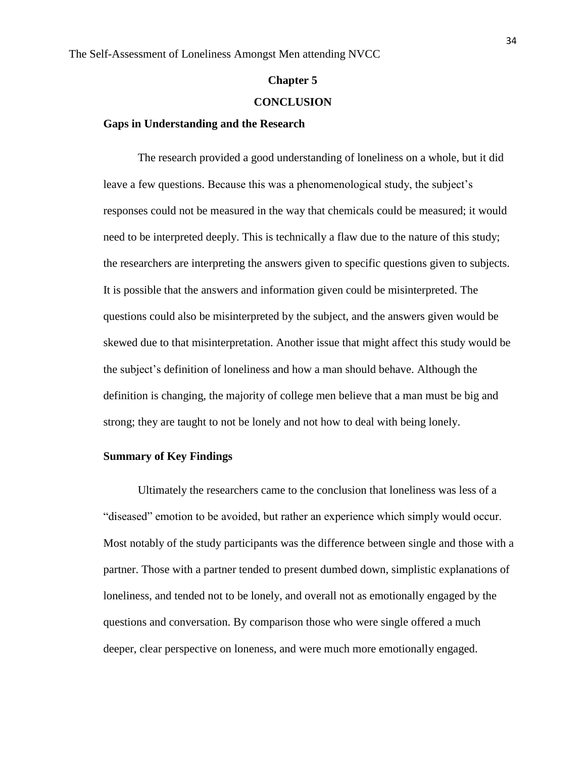## Chapter 5

## CONCLUSION

### Gaps in Understanding and the Research

The research provided a good understanding of loneliness on a whole, but it did leave a few questions. Because this was a phenomenological study, the subject's responses could not be measured in the way that chemicals could be measured; it would need to be interpreted deeply. This is technically a flaw due to the nature of this study; the researchers are interpreting the answers given to specific questions given to subjects. It is possible that the answers and information given could be misinterpreted. The questions could also be misinterpreted by the subject, and the answers given would be skewed due to that misinterpretation. Another issue that might affect this study would be the subject's definition of loneliness and how a man should behave. Although the definition is changing, the majority of college men believe that a man must be big and strong; they are taught to not be lonely and not how to deal with being lonely.

### Summary of Key Findings

Ultimately the researchers came to the conclusion that loneliness was less of a "diseased" emotion to be avoided, but rather an experience which simply would occur. Most notably of the study participants was the difference between single and those with a partner. Those with a partner tended to present dumbed down, simplistic explanations of loneliness, and tended not to be lonely, and overall not as emotionally engaged by the questions and conversation. By comparison those who were single offered a much deeper, clear perspective on loneness, and were much more emotionally engaged.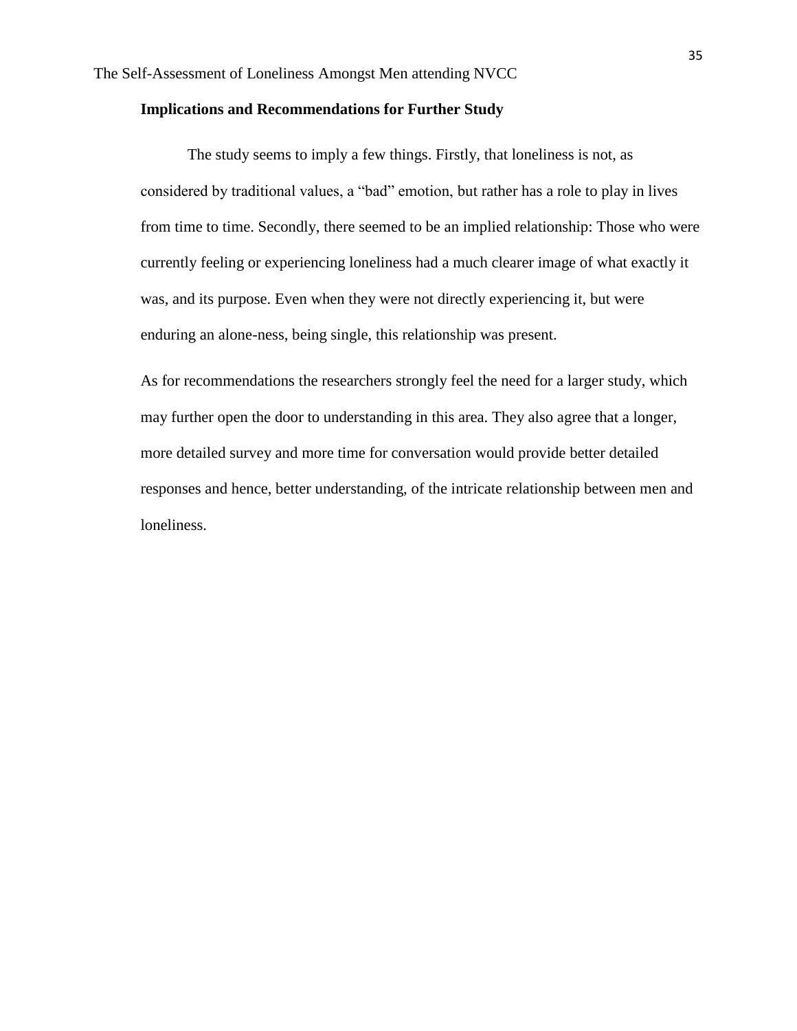**Implications and Recommendations for Further Study**

The study seems to imply a few things. Firstly, that loneliness is not, as considered by traditional values, a "bad" emotion, but rather has a role to play in lives from time to time. Secondly, there seemed to be an implied relationship: Those who were currently feeling or experiencing loneliness had a much clearer image of what exactly it was, and its purpose. Even when they were not directly experiencing it, but were enduring an alone-ness, being single, this relationship was present.

As for recommendations the researchers strongly feel the need for a larger study, which may further open the door to understanding in this area. They also agree that a longer, more detailed survey and more time for conversation would provide better detailed responses and hence, better understanding, of the intricate relationship between men and loneliness.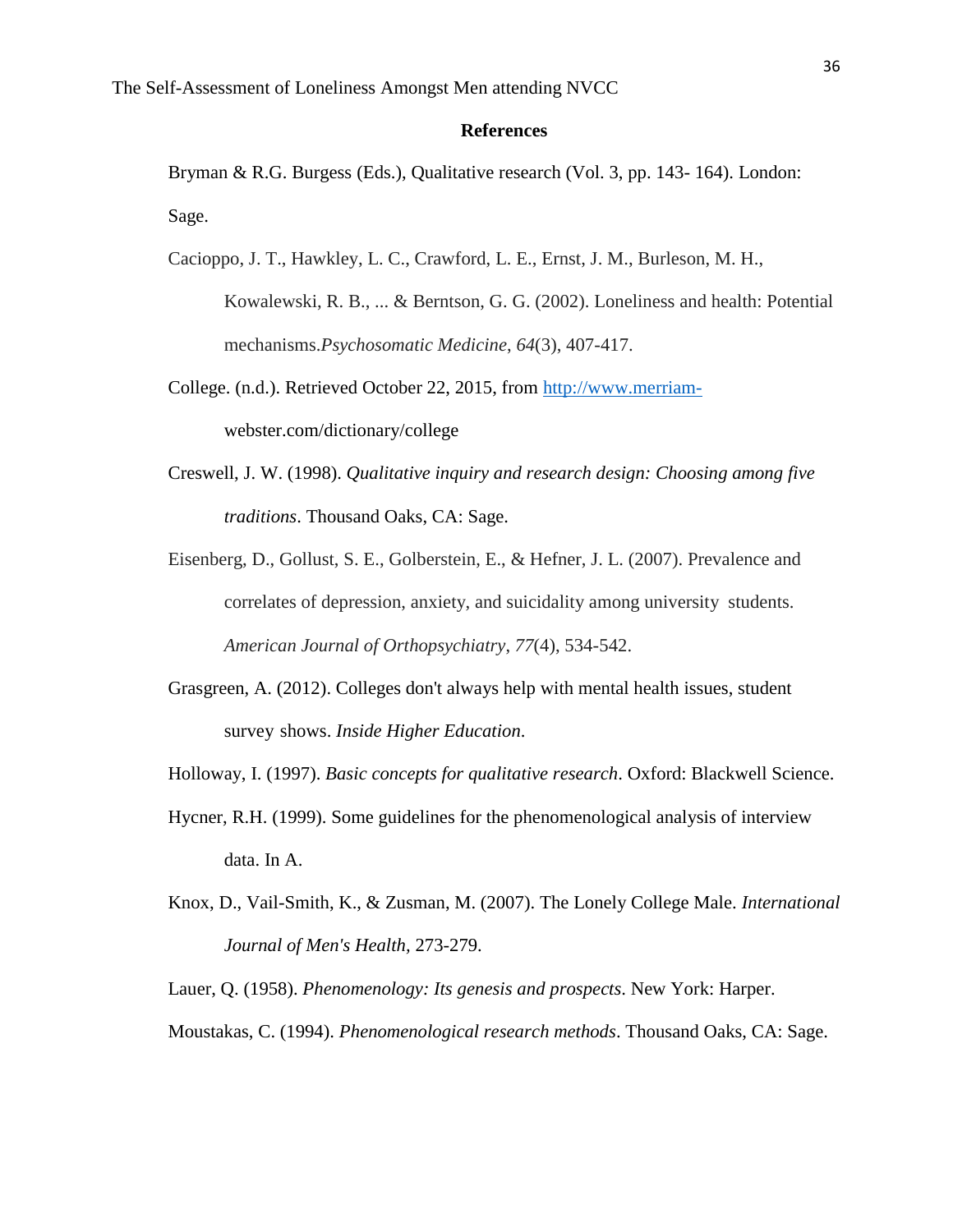## References

Bryman & R.G. Burgess (Eds.), Qualitative research (Vol. 3, pp. 143- 164). London: Sage.

Cacioppo, J. T., Hawkley, L. C., Crawford, L. E., Ernst, J. M., Burleson, M. H., Kowalewski, R. B., ... & Berntson, G. G. (2002). Loneliness and health: Potential mechanisms.*Psychosomatic Medicine*, *64*(3), 407-417.

College. (n.d.). Retrieved October 22, 2015, from http://www.merriam-webster.com/dictionary/college

Creswell, J. W. (1998). *Qualitative inquiry and research design: Choosing among five traditions*. Thousand Oaks, CA: Sage.

Eisenberg, D., Gollust, S. E., Golberstein, E., & Hefner, J. L. (2007). Prevalence and correlates of depression, anxiety, and suicidality among university students. *American Journal of Orthopsychiatry*, *77*(4), 534-542.

Grasgreen, A. (2012). Colleges don't always help with mental health issues, student survey shows. *Inside Higher Education*.

Holloway, I. (1997). *Basic concepts for qualitative research*. Oxford: Blackwell Science.

Hycner, R.H. (1999). Some guidelines for the phenomenological analysis of interview data. In A.

Knox, D., Vail-Smith, K., & Zusman, M. (2007). The Lonely College Male. *International Journal of Men's Health,* 273-279.

Lauer, Q. (1958). *Phenomenology: Its genesis and prospects*. New York: Harper.

Moustakas, C. (1994). *Phenomenological research methods*. Thousand Oaks, CA: Sage.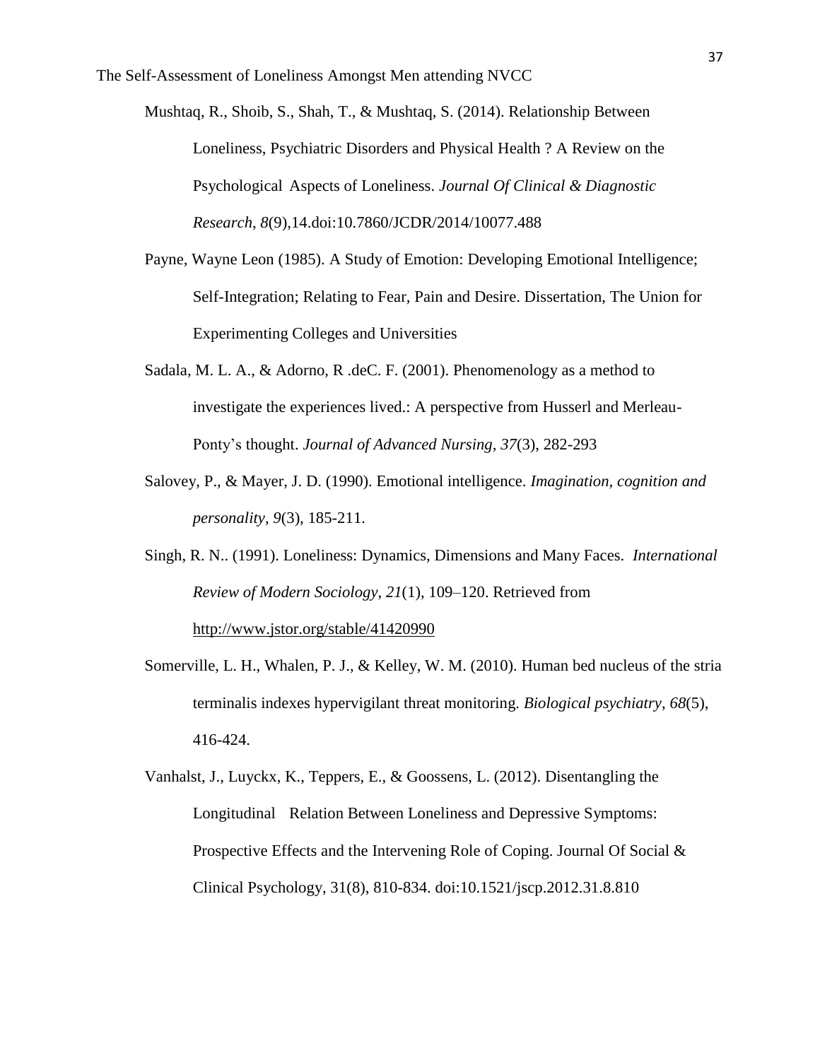Mushtaq, R., Shoib, S., Shah, T., & Mushtaq, S. (2014). Relationship Between Loneliness, Psychiatric Disorders and Physical Health ? A Review on the Psychological Aspects of Loneliness. *Journal Of Clinical & Diagnostic Research*, *8*(9),14.doi:10.7860/JCDR/2014/10077.488

Payne, Wayne Leon (1985). A Study of Emotion: Developing Emotional Intelligence; Self-Integration; Relating to Fear, Pain and Desire. Dissertation, The Union for Experimenting Colleges and Universities

Sadala, M. L. A., & Adorno, R .deC. F. (2001). Phenomenology as a method to investigate the experiences lived.: A perspective from Husserl and Merleau-Ponty's thought. *Journal of Advanced Nursing, 37*(3), 282-293

Salovey, P., & Mayer, J. D. (1990). Emotional intelligence. *Imagination, cognition and personality*, *9*(3), 185-211.

Singh, R. N.. (1991). Loneliness: Dynamics, Dimensions and Many Faces. *International Review of Modern Sociology*, *21*(1), 109–120. Retrieved from http://www.jstor.org/stable/41420990

Somerville, L. H., Whalen, P. J., & Kelley, W. M. (2010). Human bed nucleus of the stria terminalis indexes hypervigilant threat monitoring. *Biological psychiatry*, *68*(5), 416-424.

Vanhalst, J., Luyckx, K., Teppers, E., & Goossens, L. (2012). Disentangling the Longitudinal Relation Between Loneliness and Depressive Symptoms: Prospective Effects and the Intervening Role of Coping. Journal Of Social & Clinical Psychology, 31(8), 810-834. doi:10.1521/jscp.2012.31.8.810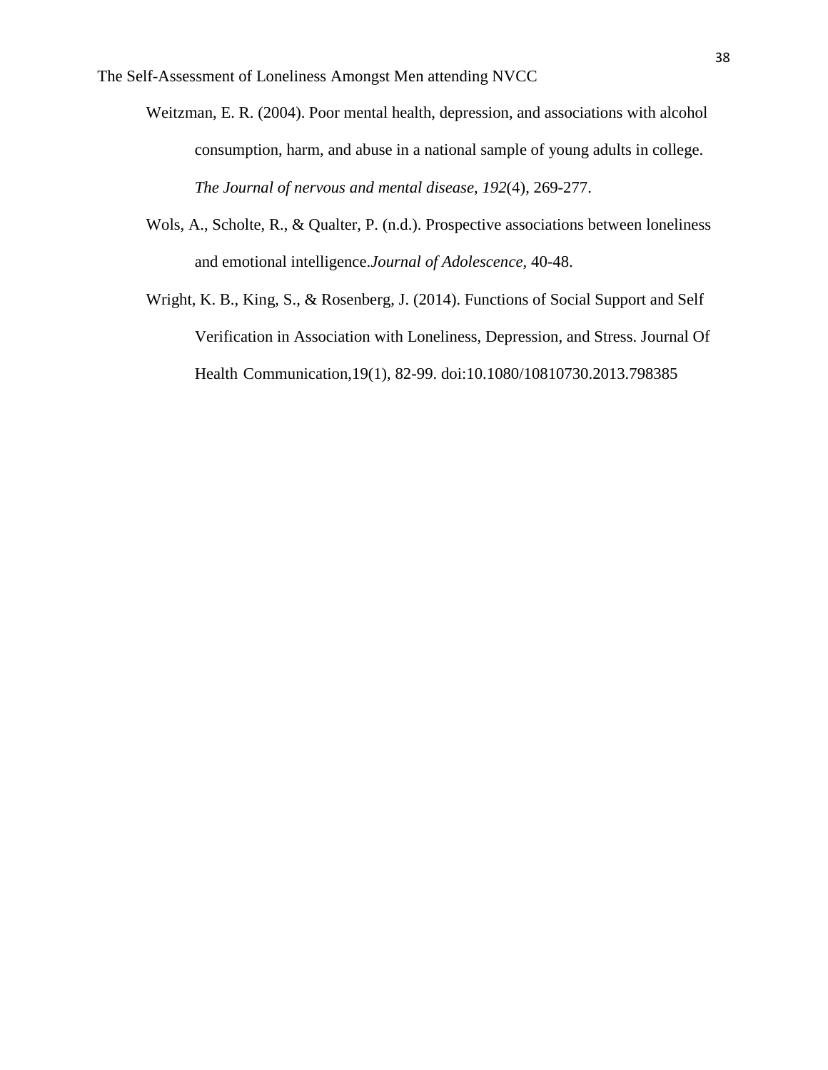Weitzman, E. R. (2004). Poor mental health, depression, and associations with alcohol consumption, harm, and abuse in a national sample of young adults in college. *The Journal of nervous and mental disease*, *192*(4), 269-277.

Wols, A., Scholte, R., & Qualter, P. (n.d.). Prospective associations between loneliness and emotional intelligence.*Journal of Adolescence,* 40-48.

Wright, K. B., King, S., & Rosenberg, J. (2014). Functions of Social Support and Self Verification in Association with Loneliness, Depression, and Stress. Journal Of Health Communication,19(1), 82-99. doi:10.1080/10810730.2013.798385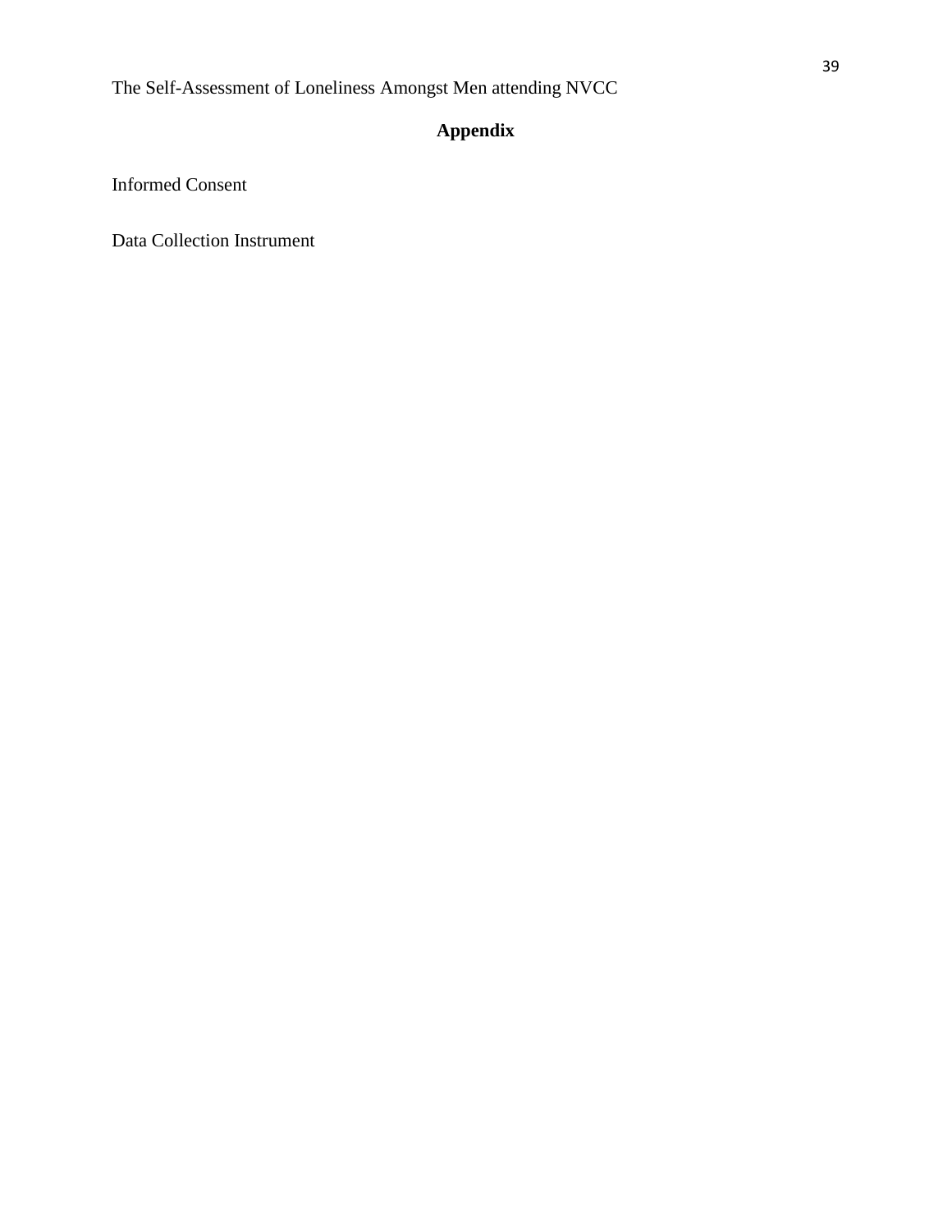# Appendix

Informed Consent

Data Collection Instrument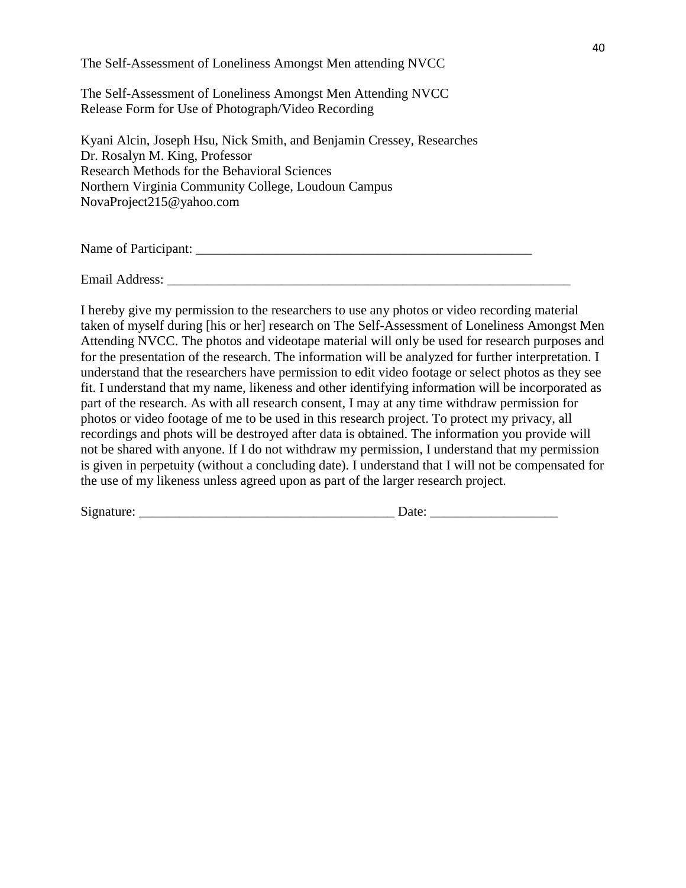The Self-Assessment of Loneliness Amongst Men Attending NVCC
Release Form for Use of Photograph/Video Recording

Kyani Alcin, Joseph Hsu, Nick Smith, and Benjamin Cressey, Researches
Dr. Rosalyn M. King, Professor
Research Methods for the Behavioral Sciences
Northern Virginia Community College, Loudoun Campus
NovaProject215@yahoo.com

Name of Participant: ____________________________________________________

Email Address: ______________________________________________________________

I hereby give my permission to the researchers to use any photos or video recording material taken of myself during [his or her] research on The Self-Assessment of Loneliness Amongst Men Attending NVCC. The photos and videotape material will only be used for research purposes and for the presentation of the research. The information will be analyzed for further interpretation. I understand that the researchers have permission to edit video footage or select photos as they see fit. I understand that my name, likeness and other identifying information will be incorporated as part of the research. As with all research consent, I may at any time withdraw permission for photos or video footage of me to be used in this research project. To protect my privacy, all recordings and phots will be destroyed after data is obtained. The information you provide will not be shared with anyone. If I do not withdraw my permission, I understand that my permission is given in perpetuity (without a concluding date). I understand that I will not be compensated for the use of my likeness unless agreed upon as part of the larger research project.

Signature: _______________________________________ Date: ___________________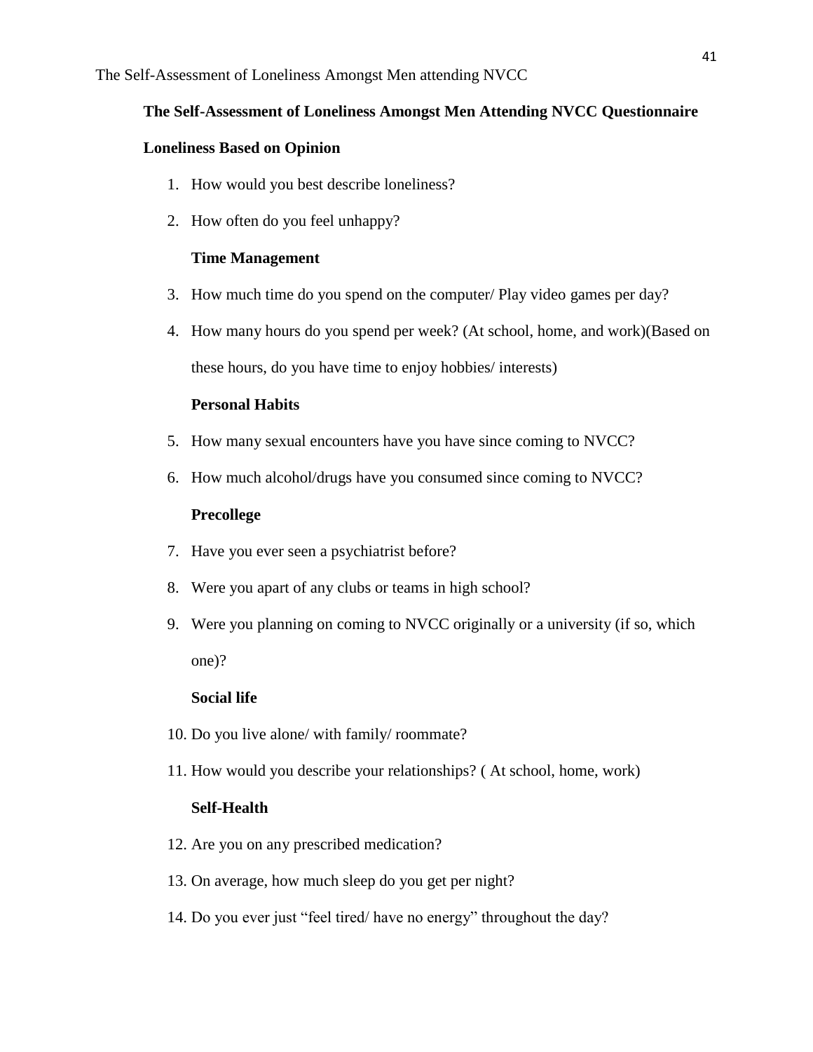## The Self-Assessment of Loneliness Amongst Men Attending NVCC Questionnaire

### Loneliness Based on Opinion

1. How would you best describe loneliness?
2. How often do you feel unhappy?

**Time Management**

3. How much time do you spend on the computer/ Play video games per day?
4. How many hours do you spend per week? (At school, home, and work)(Based on these hours, do you have time to enjoy hobbies/ interests)

**Personal Habits**

5. How many sexual encounters have you have since coming to NVCC?
6. How much alcohol/drugs have you consumed since coming to NVCC?

**Precollege**

7. Have you ever seen a psychiatrist before?
8. Were you apart of any clubs or teams in high school?
9. Were you planning on coming to NVCC originally or a university (if so, which one)?

**Social life**

10. Do you live alone/ with family/ roommate?
11. How would you describe your relationships? ( At school, home, work)

**Self-Health**

12. Are you on any prescribed medication?
13. On average, how much sleep do you get per night?
14. Do you ever just "feel tired/ have no energy" throughout the day?